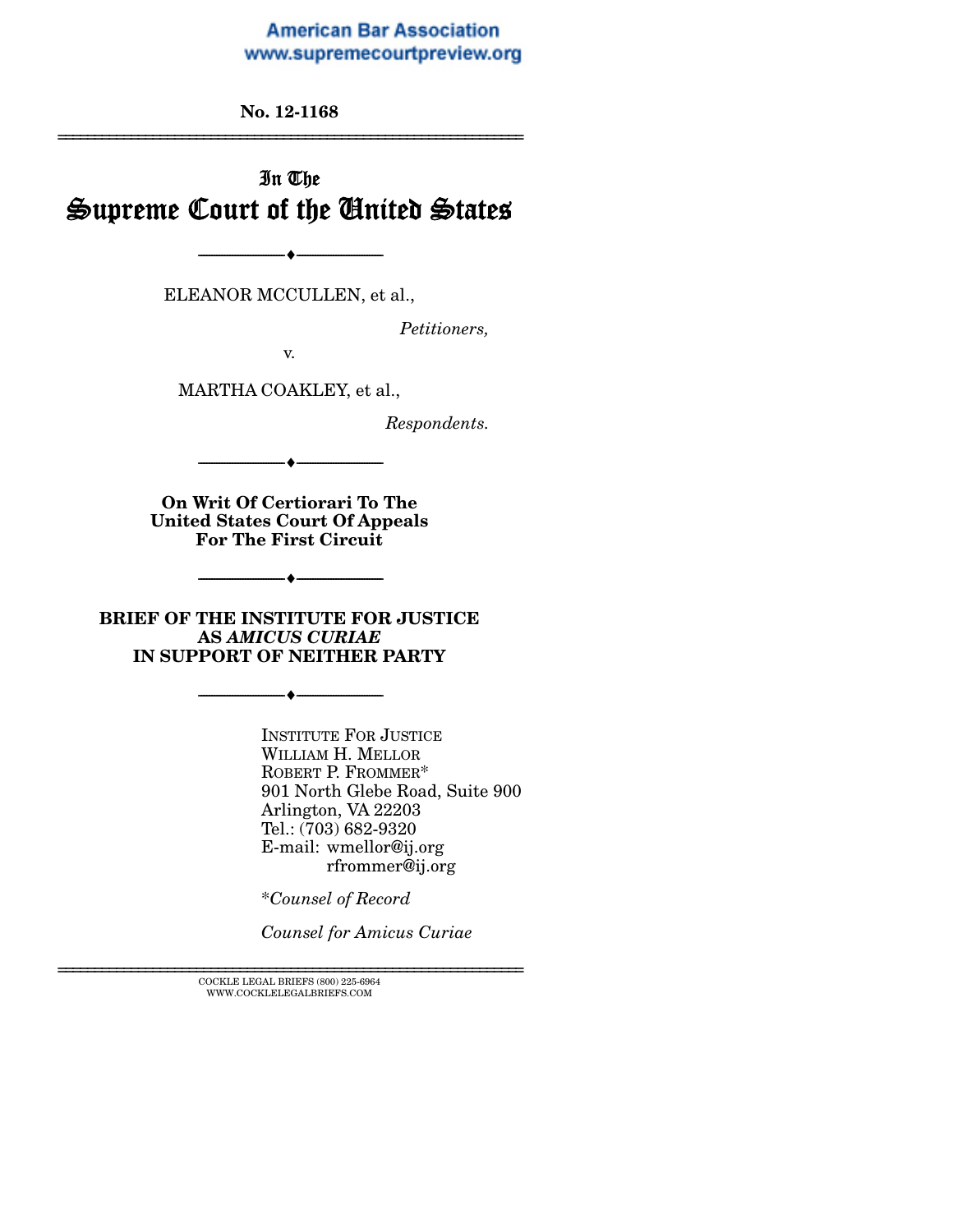American Bar Association
www.supremecourtpreview.org

**No. 12-1168**

---

# In The Supreme Court of the United States

---

ELEANOR MCCULLEN, et al.,

*Petitioners,*

v.

MARTHA COAKLEY, et al.,

*Respondents.*

---

**On Writ Of Certiorari To The United States Court Of Appeals For The First Circuit**

---

**BRIEF OF THE INSTITUTE FOR JUSTICE AS *AMICUS CURIAE* IN SUPPORT OF NEITHER PARTY**

---

INSTITUTE FOR JUSTICE
WILLIAM H. MELLOR
ROBERT P. FROMMER*
901 North Glebe Road, Suite 900
Arlington, VA 22203
Tel.: (703) 682-9320
E-mail: wmellor@ij.org
rfrommer@ij.org

**Counsel of Record*

*Counsel for Amicus Curiae*

---

COCKLE LEGAL BRIEFS (800) 225-6964
WWW.COCKLELEGALBRIEFS.COM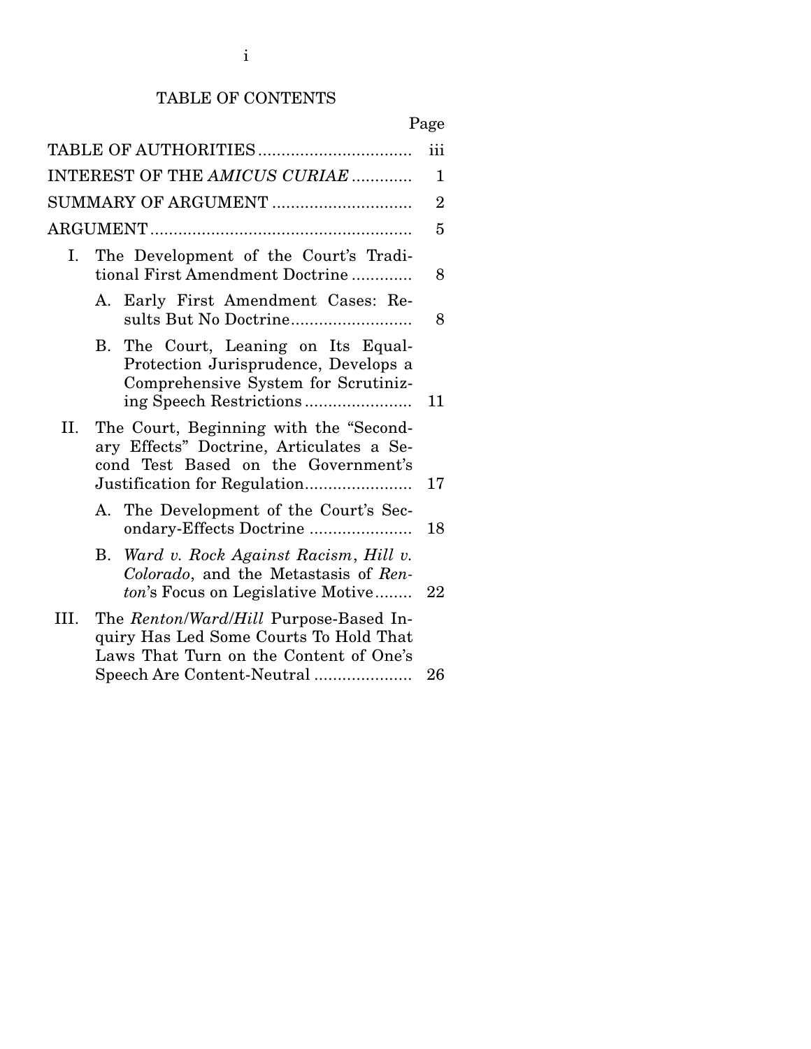# TABLE OF CONTENTS

| | Page |
|---|---|
| TABLE OF AUTHORITIES | iii |
| INTEREST OF THE *AMICUS CURIAE* | 1 |
| SUMMARY OF ARGUMENT | 2 |
| ARGUMENT | 5 |
| I. The Development of the Court's Traditional First Amendment Doctrine | 8 |
| A. Early First Amendment Cases: Results But No Doctrine | 8 |
| B. The Court, Leaning on Its Equal-Protection Jurisprudence, Develops a Comprehensive System for Scrutinizing Speech Restrictions | 11 |
| II. The Court, Beginning with the "Secondary Effects" Doctrine, Articulates a Second Test Based on the Government's Justification for Regulation | 17 |
| A. The Development of the Court's Secondary-Effects Doctrine | 18 |
| B. *Ward v. Rock Against Racism*, *Hill v. Colorado*, and the Metastasis of *Renton*'s Focus on Legislative Motive | 22 |
| III. The *Renton/Ward/Hill* Purpose-Based Inquiry Has Led Some Courts To Hold That Laws That Turn on the Content of One's Speech Are Content-Neutral | 26 |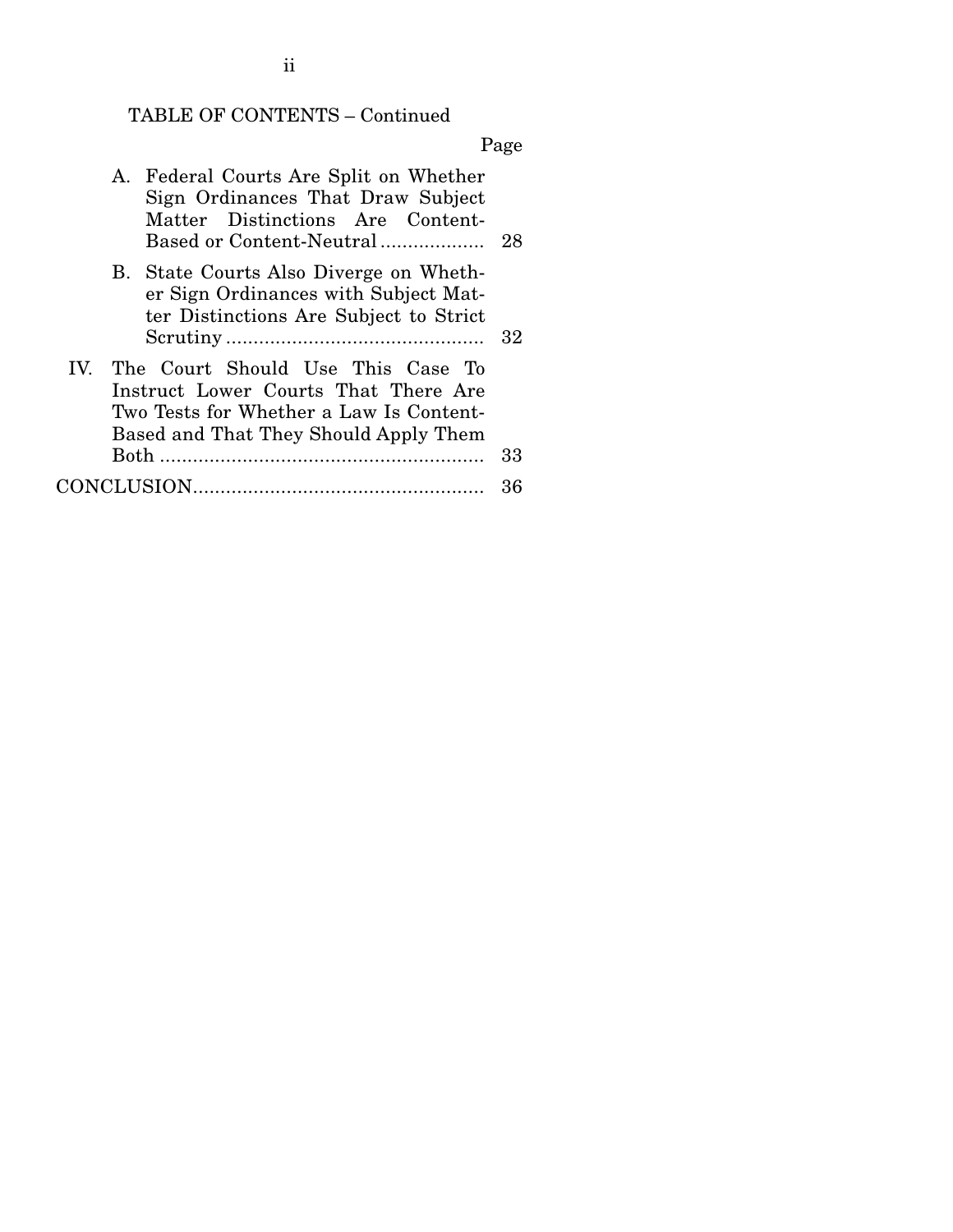TABLE OF CONTENTS – Continued

| | Page |
|---|---|
| A. Federal Courts Are Split on Whether Sign Ordinances That Draw Subject Matter Distinctions Are Content-Based or Content-Neutral | 28 |
| B. State Courts Also Diverge on Whether Sign Ordinances with Subject Matter Distinctions Are Subject to Strict Scrutiny | 32 |
| IV. The Court Should Use This Case To Instruct Lower Courts That There Are Two Tests for Whether a Law Is Content-Based and That They Should Apply Them Both | 33 |
| CONCLUSION | 36 |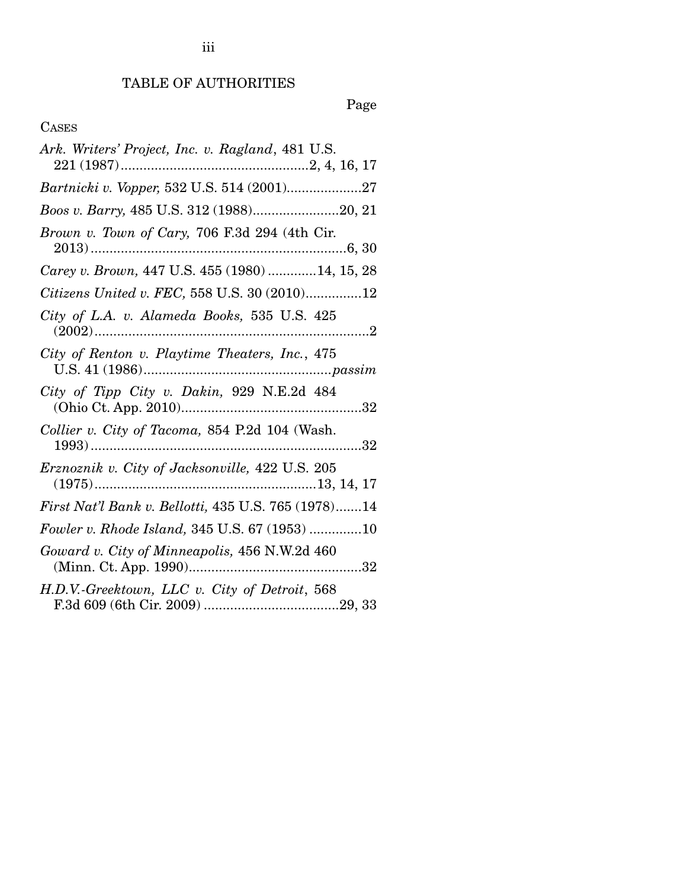# TABLE OF AUTHORITIES

Page

CASES

*Ark. Writers' Project, Inc. v. Ragland*, 481 U.S. 221 (1987) .......... 2, 4, 16, 17

*Bartnicki v. Vopper,* 532 U.S. 514 (2001) .......... 27

*Boos v. Barry,* 485 U.S. 312 (1988) .......... 20, 21

*Brown v. Town of Cary,* 706 F.3d 294 (4th Cir. 2013) .......... 6, 30

*Carey v. Brown,* 447 U.S. 455 (1980) .......... 14, 15, 28

*Citizens United v. FEC,* 558 U.S. 30 (2010) .......... 12

*City of L.A. v. Alameda Books,* 535 U.S. 425 (2002) .......... 2

*City of Renton v. Playtime Theaters, Inc.*, 475 U.S. 41 (1986) .......... *passim*

*City of Tipp City v. Dakin,* 929 N.E.2d 484 (Ohio Ct. App. 2010) .......... 32

*Collier v. City of Tacoma,* 854 P.2d 104 (Wash. 1993) .......... 32

*Erznoznik v. City of Jacksonville,* 422 U.S. 205 (1975) .......... 13, 14, 17

*First Nat'l Bank v. Bellotti,* 435 U.S. 765 (1978) .......... 14

*Fowler v. Rhode Island,* 345 U.S. 67 (1953) .......... 10

*Goward v. City of Minneapolis,* 456 N.W.2d 460 (Minn. Ct. App. 1990) .......... 32

*H.D.V.-Greektown, LLC v. City of Detroit*, 568 F.3d 609 (6th Cir. 2009) .......... 29, 33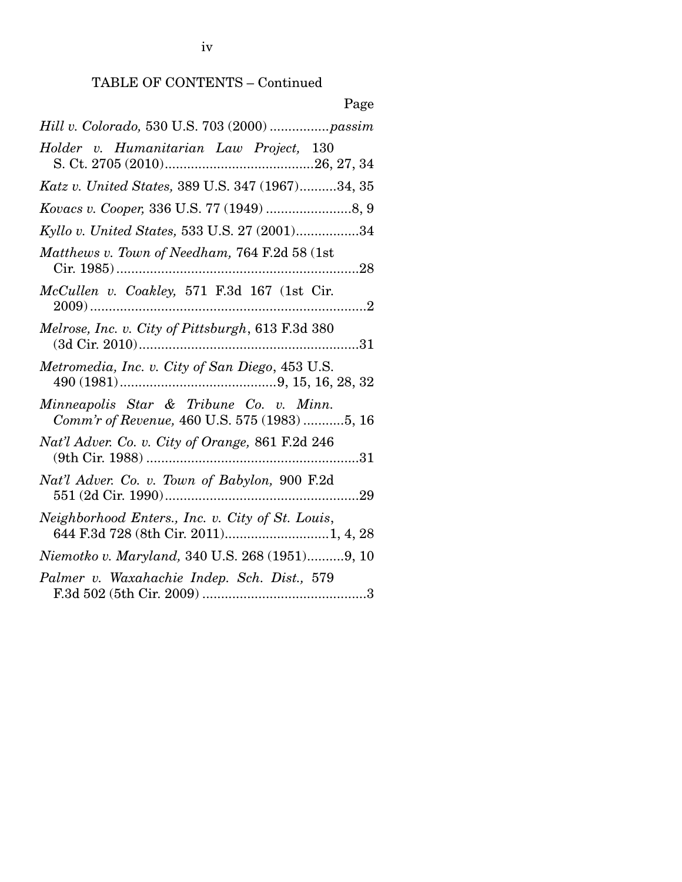TABLE OF CONTENTS – Continued

Page

*Hill v. Colorado,* 530 U.S. 703 (2000) ................*passim*

*Holder v. Humanitarian Law Project,* 130 S. Ct. 2705 (2010)........................................26, 27, 34

*Katz v. United States,* 389 U.S. 347 (1967)..........34, 35

*Kovacs v. Cooper,* 336 U.S. 77 (1949) .......................8, 9

*Kyllo v. United States,* 533 U.S. 27 (2001).................34

*Matthews v. Town of Needham,* 764 F.2d 58 (1st Cir. 1985) ..................................................................28

*McCullen v. Coakley,* 571 F.3d 167 (1st Cir. 2009) ..........................................................................2

*Melrose, Inc. v. City of Pittsburgh*, 613 F.3d 380 (3d Cir. 2010)............................................................31

*Metromedia, Inc. v. City of San Diego*, 453 U.S. 490 (1981)..........................................9, 15, 16, 28, 32

*Minneapolis Star & Tribune Co. v. Minn. Comm'r of Revenue,* 460 U.S. 575 (1983) ...........5, 16

*Nat'l Adver. Co. v. City of Orange,* 861 F.2d 246 (9th Cir. 1988) ..........................................................31

*Nat'l Adver. Co. v. Town of Babylon,* 900 F.2d 551 (2d Cir. 1990).....................................................29

*Neighborhood Enters., Inc. v. City of St. Louis*, 644 F.3d 728 (8th Cir. 2011)............................1, 4, 28

*Niemotko v. Maryland,* 340 U.S. 268 (1951)..........9, 10

*Palmer v. Waxahachie Indep. Sch. Dist.,* 579 F.3d 502 (5th Cir. 2009) ............................................3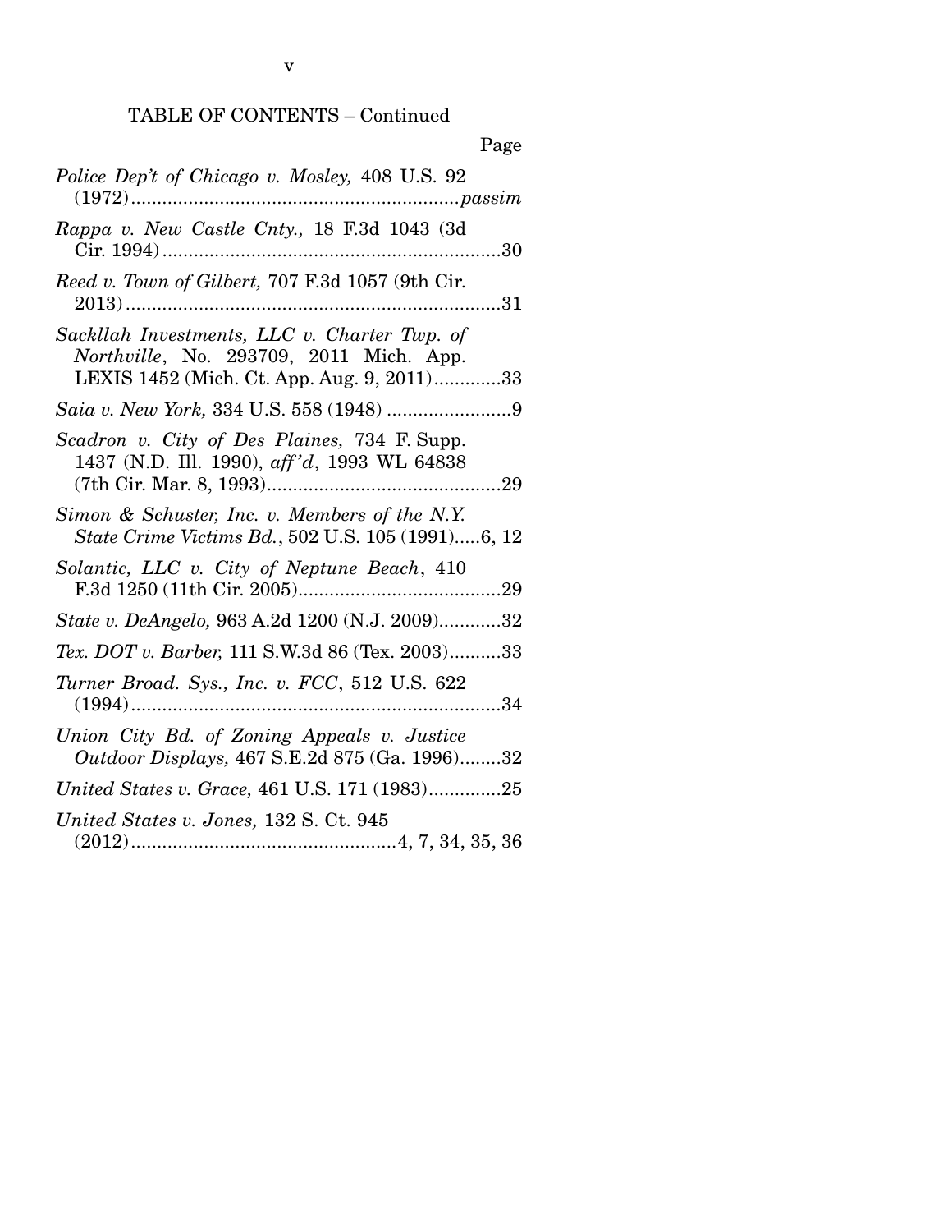TABLE OF CONTENTS – Continued

Page

*Police Dep't of Chicago v. Mosley,* 408 U.S. 92 (1972)...............................................................*passim*

*Rappa v. New Castle Cnty.,* 18 F.3d 1043 (3d Cir. 1994)..................................................................30

*Reed v. Town of Gilbert,* 707 F.3d 1057 (9th Cir. 2013)........................................................................31

*Sackllah Investments, LLC v. Charter Twp. of Northville*, No. 293709, 2011 Mich. App. LEXIS 1452 (Mich. Ct. App. Aug. 9, 2011).............33

*Saia v. New York,* 334 U.S. 558 (1948) ........................9

*Scadron v. City of Des Plaines,* 734 F. Supp. 1437 (N.D. Ill. 1990), *aff'd*, 1993 WL 64838 (7th Cir. Mar. 8, 1993).............................................29

*Simon & Schuster, Inc. v. Members of the N.Y. State Crime Victims Bd.*, 502 U.S. 105 (1991).....6, 12

*Solantic, LLC v. City of Neptune Beach*, 410 F.3d 1250 (11th Cir. 2005).......................................29

*State v. DeAngelo,* 963 A.2d 1200 (N.J. 2009)............32

*Tex. DOT v. Barber,* 111 S.W.3d 86 (Tex. 2003)..........33

*Turner Broad. Sys., Inc. v. FCC*, 512 U.S. 622 (1994)........................................................................34

*Union City Bd. of Zoning Appeals v. Justice Outdoor Displays,* 467 S.E.2d 875 (Ga. 1996)........32

*United States v. Grace,* 461 U.S. 171 (1983)..............25

*United States v. Jones,* 132 S. Ct. 945 (2012)...................................................4, 7, 34, 35, 36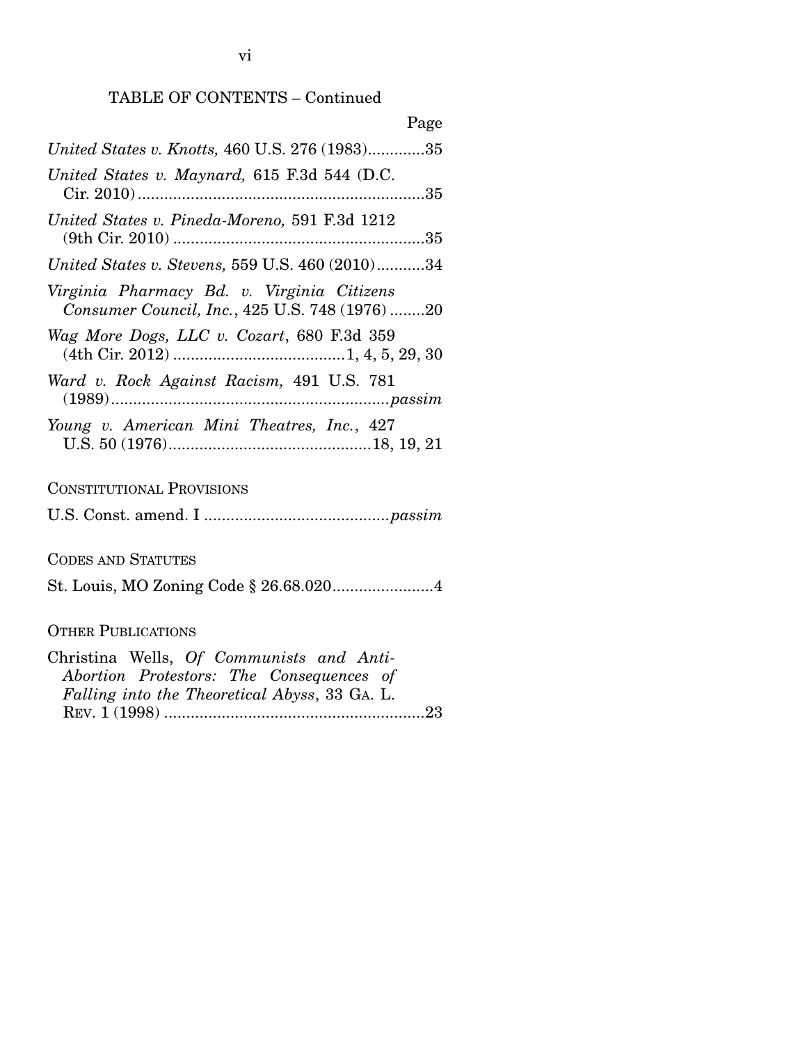TABLE OF CONTENTS – Continued

Page

*United States v. Knotts,* 460 U.S. 276 (1983).............35

*United States v. Maynard,* 615 F.3d 544 (D.C. Cir. 2010).................................................................35

*United States v. Pineda-Moreno,* 591 F.3d 1212 (9th Cir. 2010).........................................................35

*United States v. Stevens,* 559 U.S. 460 (2010)...........34

*Virginia Pharmacy Bd. v. Virginia Citizens Consumer Council, Inc.*, 425 U.S. 748 (1976)........20

*Wag More Dogs, LLC v. Cozart*, 680 F.3d 359 (4th Cir. 2012).......................................1, 4, 5, 29, 30

*Ward v. Rock Against Racism,* 491 U.S. 781 (1989)..............................................................*passim*

*Young v. American Mini Theatres, Inc.*, 427 U.S. 50 (1976)..............................................18, 19, 21

CONSTITUTIONAL PROVISIONS

U.S. Const. amend. I ..........................................*passim*

CODES AND STATUTES

St. Louis, MO Zoning Code § 26.68.020.......................4

OTHER PUBLICATIONS

Christina Wells, *Of Communists and Anti-Abortion Protestors: The Consequences of Falling into the Theoretical Abyss*, 33 GA. L. REV. 1 (1998)...........................................................23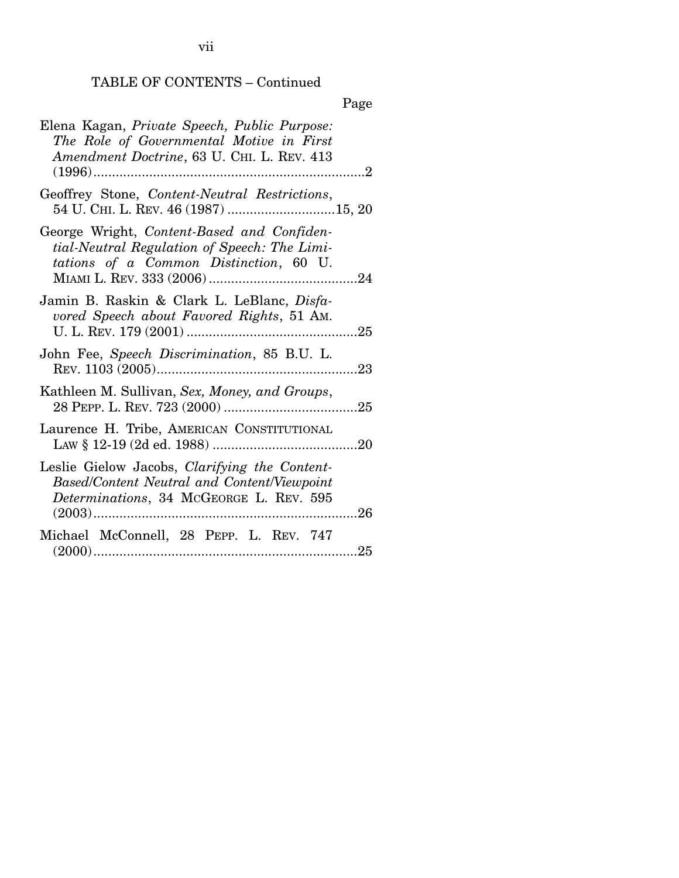TABLE OF CONTENTS – Continued

Page

Elena Kagan, *Private Speech, Public Purpose: The Role of Governmental Motive in First Amendment Doctrine*, 63 U. CHI. L. REV. 413 (1996) .......................................................................2

Geoffrey Stone, *Content-Neutral Restrictions*, 54 U. CHI. L. REV. 46 (1987) ............................15, 20

George Wright, *Content-Based and Confidential-Neutral Regulation of Speech: The Limitations of a Common Distinction*, 60 U. MIAMI L. REV. 333 (2006) ........................................24

Jamin B. Raskin & Clark L. LeBlanc, *Disfavored Speech about Favored Rights*, 51 AM. U. L. REV. 179 (2001) ..............................................25

John Fee, *Speech Discrimination*, 85 B.U. L. REV. 1103 (2005)......................................................23

Kathleen M. Sullivan, *Sex, Money, and Groups*, 28 PEPP. L. REV. 723 (2000) ....................................25

Laurence H. Tribe, AMERICAN CONSTITUTIONAL LAW § 12-19 (2d ed. 1988) .......................................20

Leslie Gielow Jacobs, *Clarifying the Content-Based/Content Neutral and Content/Viewpoint Determinations*, 34 MCGEORGE L. REV. 595 (2003).......................................................................26

Michael McConnell, 28 PEPP. L. REV. 747 (2000).......................................................................25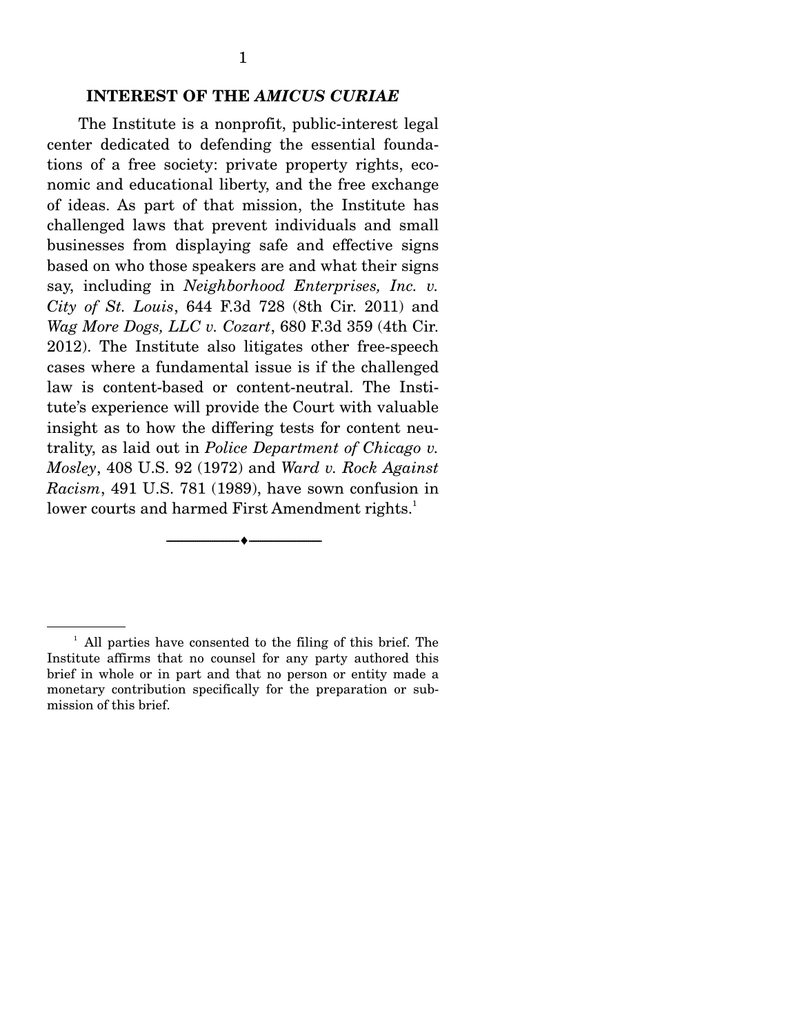## INTEREST OF THE *AMICUS CURIAE*

The Institute is a nonprofit, public-interest legal center dedicated to defending the essential foundations of a free society: private property rights, economic and educational liberty, and the free exchange of ideas. As part of that mission, the Institute has challenged laws that prevent individuals and small businesses from displaying safe and effective signs based on who those speakers are and what their signs say, including in *Neighborhood Enterprises, Inc. v. City of St. Louis*, 644 F.3d 728 (8th Cir. 2011) and *Wag More Dogs, LLC v. Cozart*, 680 F.3d 359 (4th Cir. 2012). The Institute also litigates other free-speech cases where a fundamental issue is if the challenged law is content-based or content-neutral. The Institute's experience will provide the Court with valuable insight as to how the differing tests for content neutrality, as laid out in *Police Department of Chicago v. Mosley*, 408 U.S. 92 (1972) and *Ward v. Rock Against Racism*, 491 U.S. 781 (1989), have sown confusion in lower courts and harmed First Amendment rights.[1]

---

[1] All parties have consented to the filing of this brief. The Institute affirms that no counsel for any party authored this brief in whole or in part and that no person or entity made a monetary contribution specifically for the preparation or submission of this brief.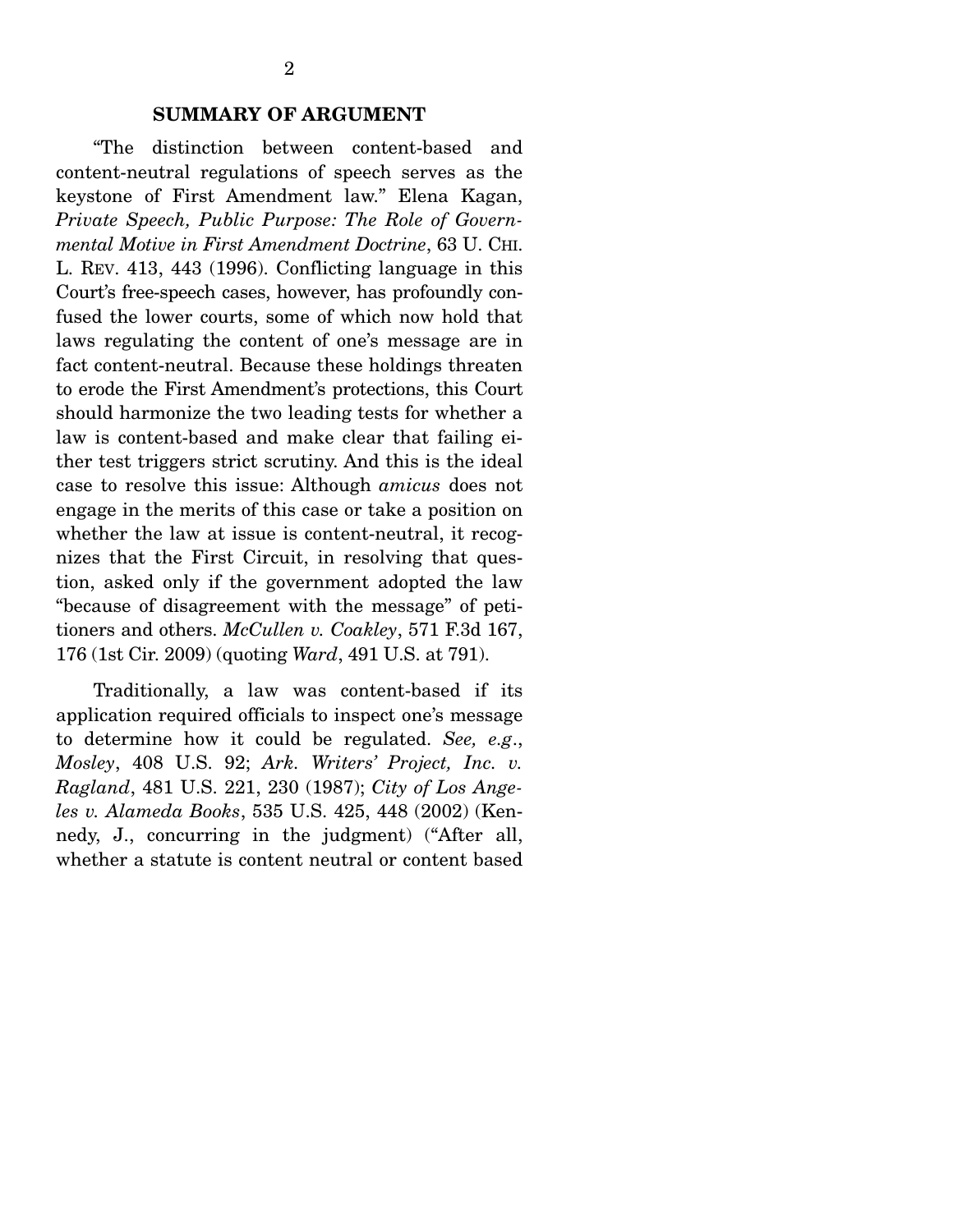## SUMMARY OF ARGUMENT

"The distinction between content-based and content-neutral regulations of speech serves as the keystone of First Amendment law." Elena Kagan, *Private Speech, Public Purpose: The Role of Governmental Motive in First Amendment Doctrine*, 63 U. CHI. L. REV. 413, 443 (1996). Conflicting language in this Court's free-speech cases, however, has profoundly confused the lower courts, some of which now hold that laws regulating the content of one's message are in fact content-neutral. Because these holdings threaten to erode the First Amendment's protections, this Court should harmonize the two leading tests for whether a law is content-based and make clear that failing either test triggers strict scrutiny. And this is the ideal case to resolve this issue: Although *amicus* does not engage in the merits of this case or take a position on whether the law at issue is content-neutral, it recognizes that the First Circuit, in resolving that question, asked only if the government adopted the law "because of disagreement with the message" of petitioners and others. *McCullen v. Coakley*, 571 F.3d 167, 176 (1st Cir. 2009) (quoting *Ward*, 491 U.S. at 791).

Traditionally, a law was content-based if its application required officials to inspect one's message to determine how it could be regulated. *See, e.g.*, *Mosley*, 408 U.S. 92; *Ark. Writers' Project, Inc. v. Ragland*, 481 U.S. 221, 230 (1987); *City of Los Angeles v. Alameda Books*, 535 U.S. 425, 448 (2002) (Kennedy, J., concurring in the judgment) ("After all, whether a statute is content neutral or content based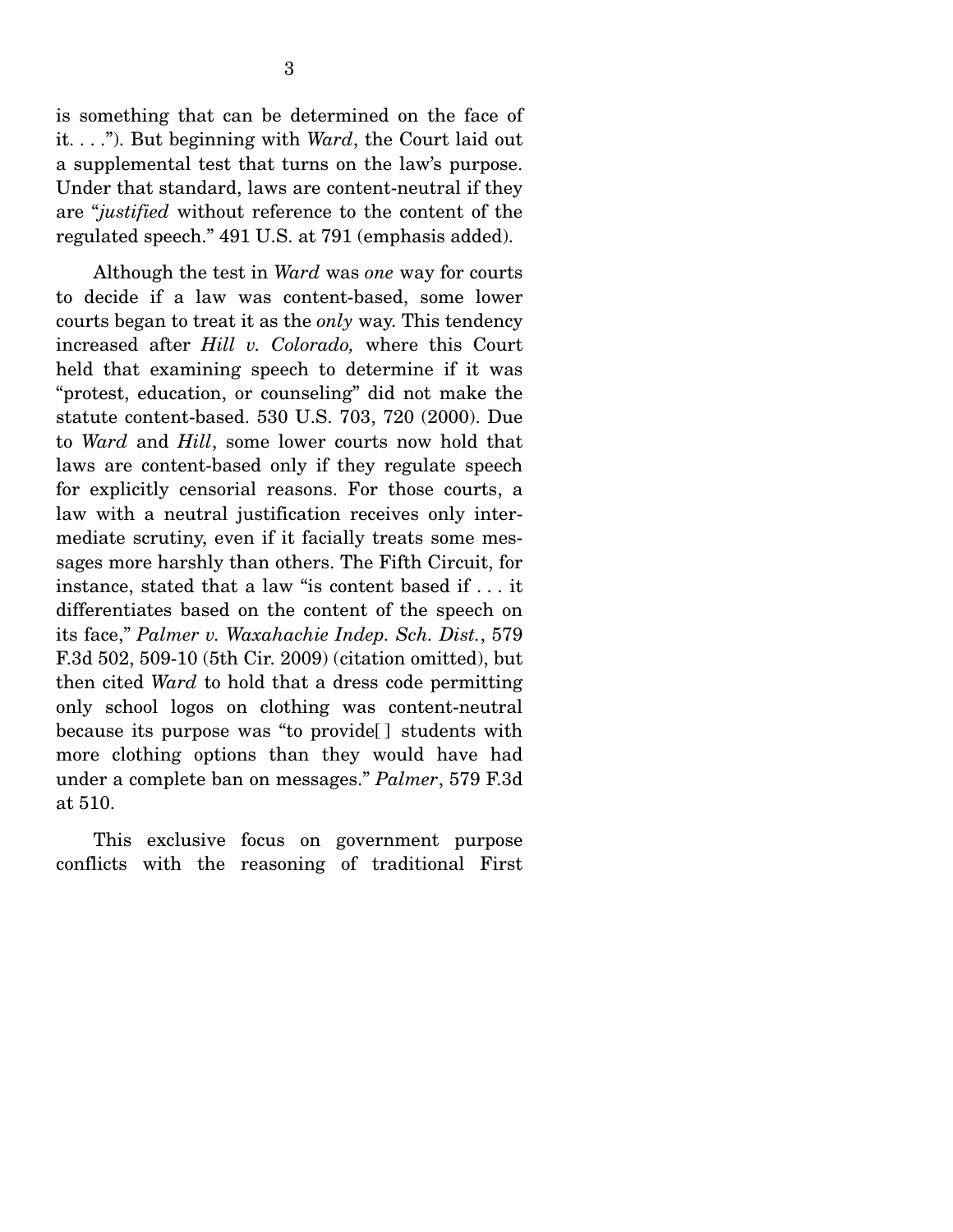is something that can be determined on the face of it. . . ."). But beginning with *Ward*, the Court laid out a supplemental test that turns on the law's purpose. Under that standard, laws are content-neutral if they are "*justified* without reference to the content of the regulated speech." 491 U.S. at 791 (emphasis added).

Although the test in *Ward* was *one* way for courts to decide if a law was content-based, some lower courts began to treat it as the *only* way. This tendency increased after *Hill v. Colorado,* where this Court held that examining speech to determine if it was "protest, education, or counseling" did not make the statute content-based. 530 U.S. 703, 720 (2000). Due to *Ward* and *Hill*, some lower courts now hold that laws are content-based only if they regulate speech for explicitly censorial reasons. For those courts, a law with a neutral justification receives only intermediate scrutiny, even if it facially treats some messages more harshly than others. The Fifth Circuit, for instance, stated that a law "is content based if . . . it differentiates based on the content of the speech on its face," *Palmer v. Waxahachie Indep. Sch. Dist.*, 579 F.3d 502, 509-10 (5th Cir. 2009) (citation omitted), but then cited *Ward* to hold that a dress code permitting only school logos on clothing was content-neutral because its purpose was "to provide[ ] students with more clothing options than they would have had under a complete ban on messages." *Palmer*, 579 F.3d at 510.

This exclusive focus on government purpose conflicts with the reasoning of traditional First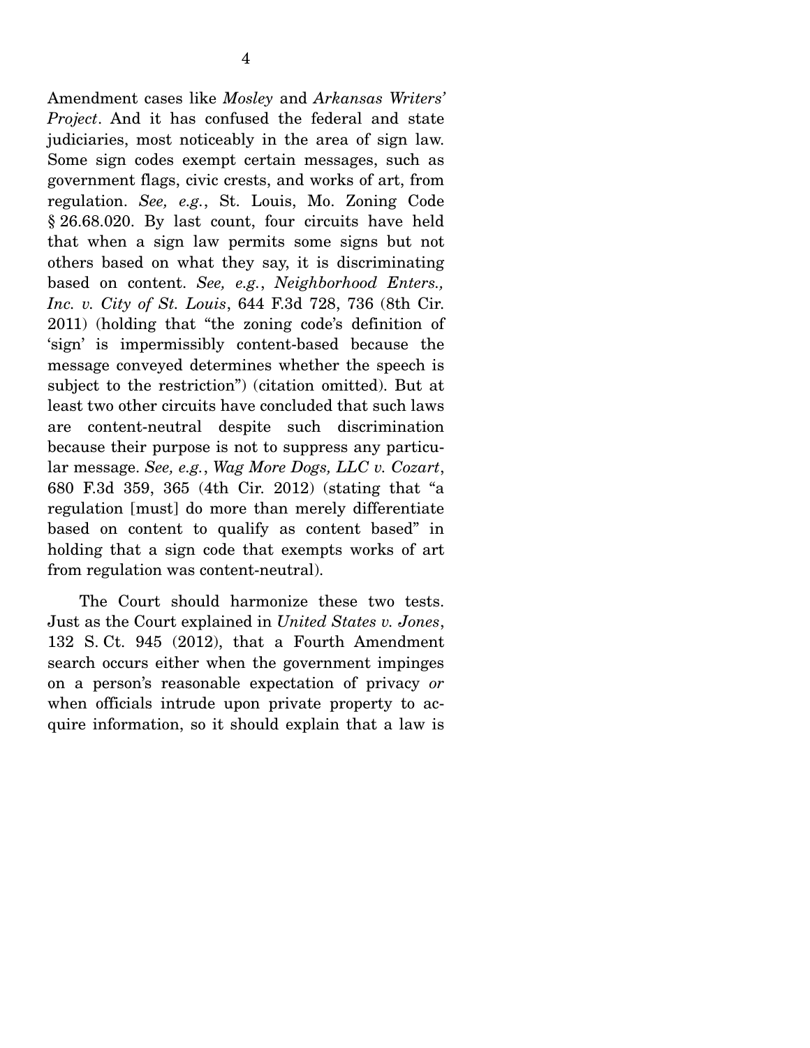Amendment cases like *Mosley* and *Arkansas Writers' Project*. And it has confused the federal and state judiciaries, most noticeably in the area of sign law. Some sign codes exempt certain messages, such as government flags, civic crests, and works of art, from regulation. *See, e.g.*, St. Louis, Mo. Zoning Code § 26.68.020. By last count, four circuits have held that when a sign law permits some signs but not others based on what they say, it is discriminating based on content. *See, e.g.*, *Neighborhood Enters., Inc. v. City of St. Louis*, 644 F.3d 728, 736 (8th Cir. 2011) (holding that "the zoning code's definition of 'sign' is impermissibly content-based because the message conveyed determines whether the speech is subject to the restriction") (citation omitted). But at least two other circuits have concluded that such laws are content-neutral despite such discrimination because their purpose is not to suppress any particular message. *See, e.g.*, *Wag More Dogs, LLC v. Cozart*, 680 F.3d 359, 365 (4th Cir. 2012) (stating that "a regulation [must] do more than merely differentiate based on content to qualify as content based" in holding that a sign code that exempts works of art from regulation was content-neutral).

The Court should harmonize these two tests. Just as the Court explained in *United States v. Jones*, 132 S. Ct. 945 (2012), that a Fourth Amendment search occurs either when the government impinges on a person's reasonable expectation of privacy *or* when officials intrude upon private property to acquire information, so it should explain that a law is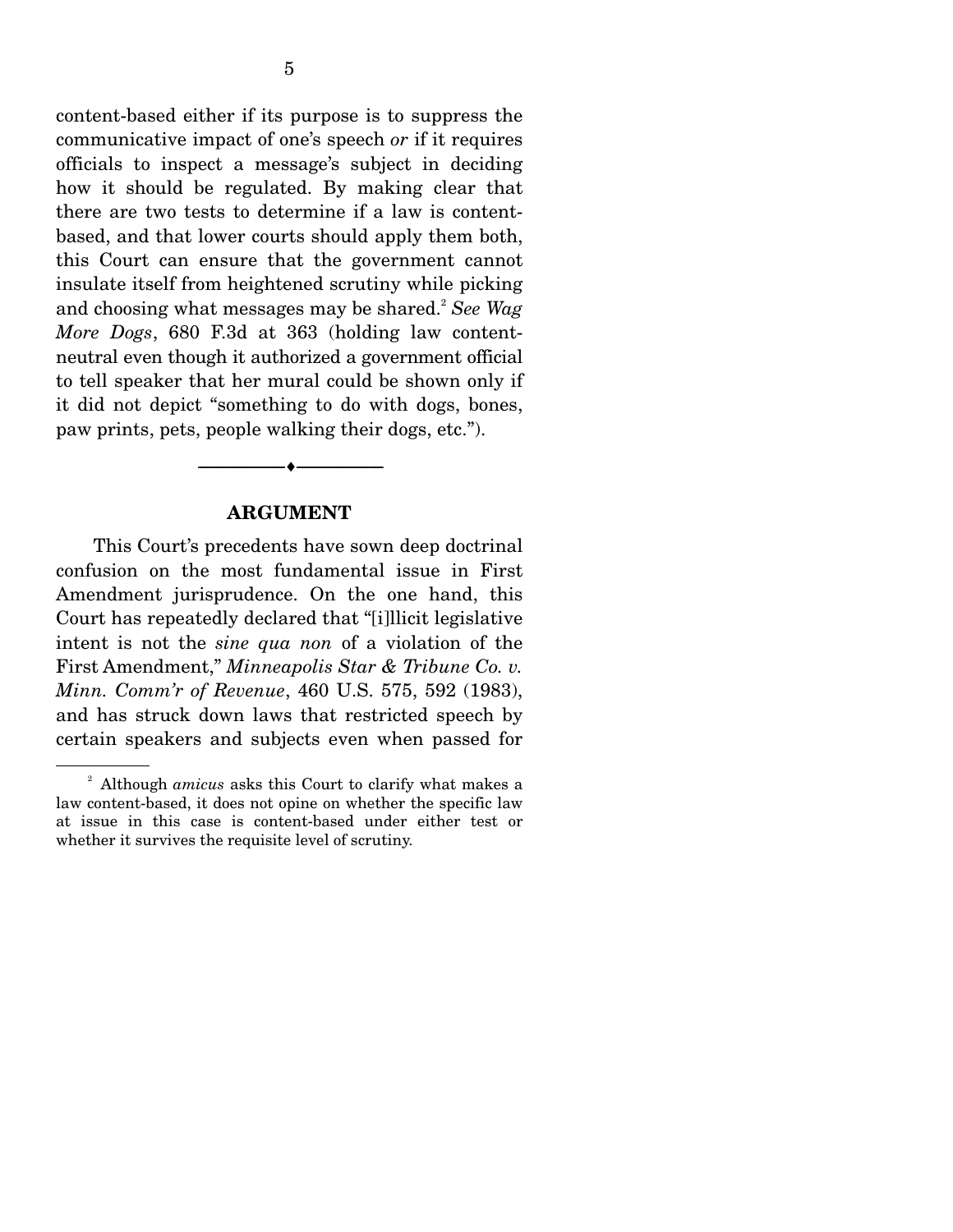content-based either if its purpose is to suppress the communicative impact of one's speech *or* if it requires officials to inspect a message's subject in deciding how it should be regulated. By making clear that there are two tests to determine if a law is content-based, and that lower courts should apply them both, this Court can ensure that the government cannot insulate itself from heightened scrutiny while picking and choosing what messages may be shared.[2] *See Wag More Dogs*, 680 F.3d at 363 (holding law content-neutral even though it authorized a government official to tell speaker that her mural could be shown only if it did not depict "something to do with dogs, bones, paw prints, pets, people walking their dogs, etc.").

---

## ARGUMENT

This Court's precedents have sown deep doctrinal confusion on the most fundamental issue in First Amendment jurisprudence. On the one hand, this Court has repeatedly declared that "[i]llicit legislative intent is not the *sine qua non* of a violation of the First Amendment," *Minneapolis Star & Tribune Co. v. Minn. Comm'r of Revenue*, 460 U.S. 575, 592 (1983), and has struck down laws that restricted speech by certain speakers and subjects even when passed for

---

[2] Although *amicus* asks this Court to clarify what makes a law content-based, it does not opine on whether the specific law at issue in this case is content-based under either test or whether it survives the requisite level of scrutiny.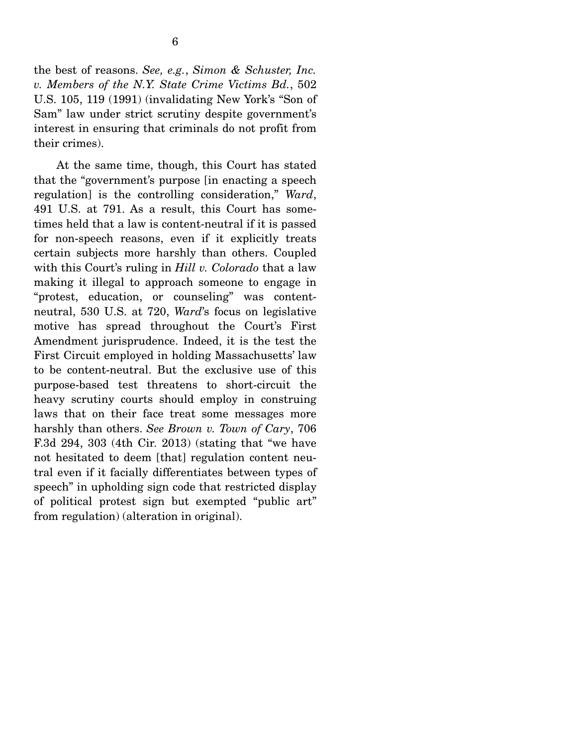the best of reasons. *See, e.g.*, *Simon & Schuster, Inc. v. Members of the N.Y. State Crime Victims Bd.*, 502 U.S. 105, 119 (1991) (invalidating New York's "Son of Sam" law under strict scrutiny despite government's interest in ensuring that criminals do not profit from their crimes).

At the same time, though, this Court has stated that the "government's purpose [in enacting a speech regulation] is the controlling consideration," *Ward*, 491 U.S. at 791. As a result, this Court has sometimes held that a law is content-neutral if it is passed for non-speech reasons, even if it explicitly treats certain subjects more harshly than others. Coupled with this Court's ruling in *Hill v. Colorado* that a law making it illegal to approach someone to engage in "protest, education, or counseling" was content-neutral, 530 U.S. at 720, *Ward*'s focus on legislative motive has spread throughout the Court's First Amendment jurisprudence. Indeed, it is the test the First Circuit employed in holding Massachusetts' law to be content-neutral. But the exclusive use of this purpose-based test threatens to short-circuit the heavy scrutiny courts should employ in construing laws that on their face treat some messages more harshly than others. *See Brown v. Town of Cary*, 706 F.3d 294, 303 (4th Cir. 2013) (stating that "we have not hesitated to deem [that] regulation content neutral even if it facially differentiates between types of speech" in upholding sign code that restricted display of political protest sign but exempted "public art" from regulation) (alteration in original).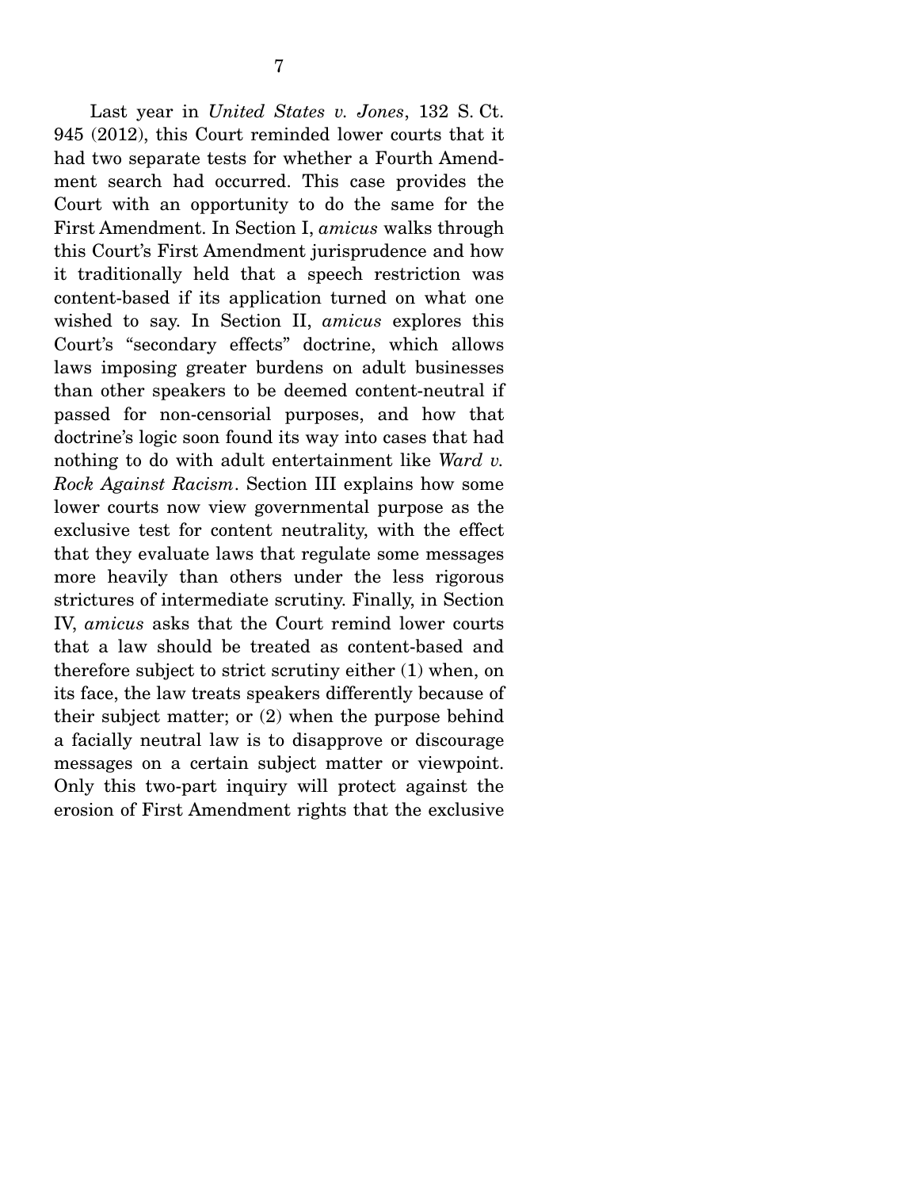Last year in *United States v. Jones*, 132 S. Ct. 945 (2012), this Court reminded lower courts that it had two separate tests for whether a Fourth Amendment search had occurred. This case provides the Court with an opportunity to do the same for the First Amendment. In Section I, *amicus* walks through this Court's First Amendment jurisprudence and how it traditionally held that a speech restriction was content-based if its application turned on what one wished to say. In Section II, *amicus* explores this Court's "secondary effects" doctrine, which allows laws imposing greater burdens on adult businesses than other speakers to be deemed content-neutral if passed for non-censorial purposes, and how that doctrine's logic soon found its way into cases that had nothing to do with adult entertainment like *Ward v. Rock Against Racism*. Section III explains how some lower courts now view governmental purpose as the exclusive test for content neutrality, with the effect that they evaluate laws that regulate some messages more heavily than others under the less rigorous strictures of intermediate scrutiny. Finally, in Section IV, *amicus* asks that the Court remind lower courts that a law should be treated as content-based and therefore subject to strict scrutiny either (1) when, on its face, the law treats speakers differently because of their subject matter; or (2) when the purpose behind a facially neutral law is to disapprove or discourage messages on a certain subject matter or viewpoint. Only this two-part inquiry will protect against the erosion of First Amendment rights that the exclusive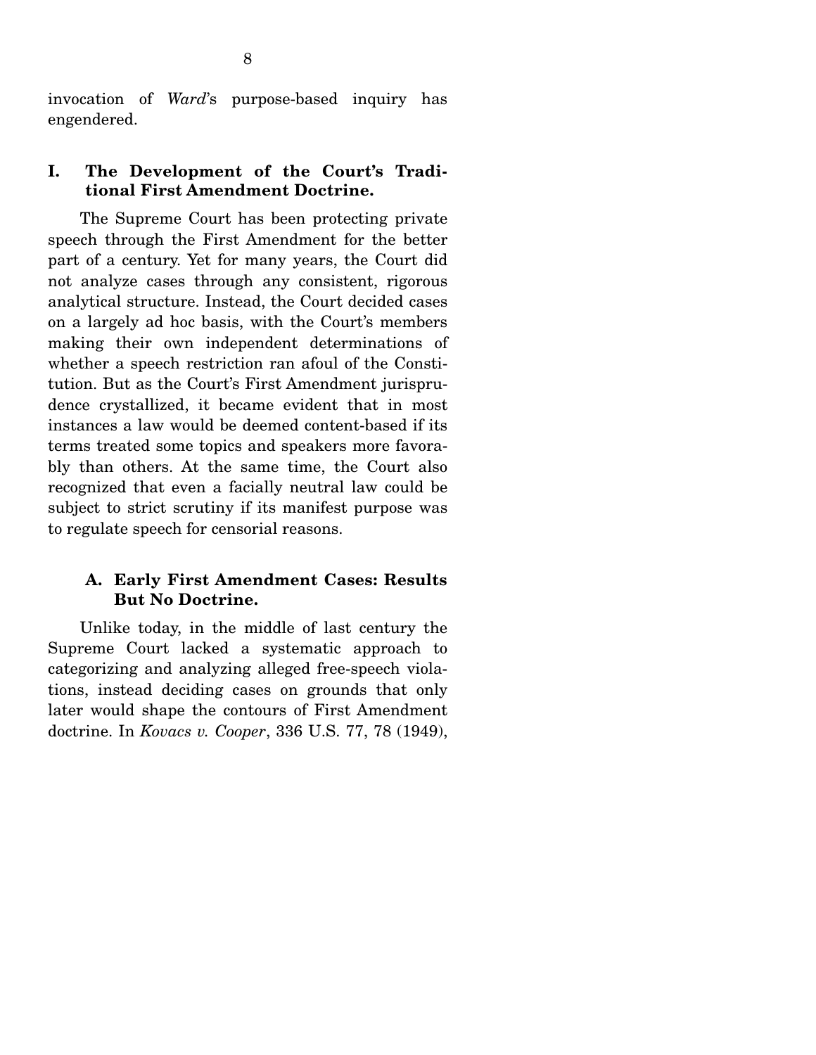invocation of *Ward*'s purpose-based inquiry has engendered.

## I. The Development of the Court's Traditional First Amendment Doctrine.

The Supreme Court has been protecting private speech through the First Amendment for the better part of a century. Yet for many years, the Court did not analyze cases through any consistent, rigorous analytical structure. Instead, the Court decided cases on a largely ad hoc basis, with the Court's members making their own independent determinations of whether a speech restriction ran afoul of the Constitution. But as the Court's First Amendment jurisprudence crystallized, it became evident that in most instances a law would be deemed content-based if its terms treated some topics and speakers more favorably than others. At the same time, the Court also recognized that even a facially neutral law could be subject to strict scrutiny if its manifest purpose was to regulate speech for censorial reasons.

### A. Early First Amendment Cases: Results But No Doctrine.

Unlike today, in the middle of last century the Supreme Court lacked a systematic approach to categorizing and analyzing alleged free-speech violations, instead deciding cases on grounds that only later would shape the contours of First Amendment doctrine. In *Kovacs v. Cooper*, 336 U.S. 77, 78 (1949),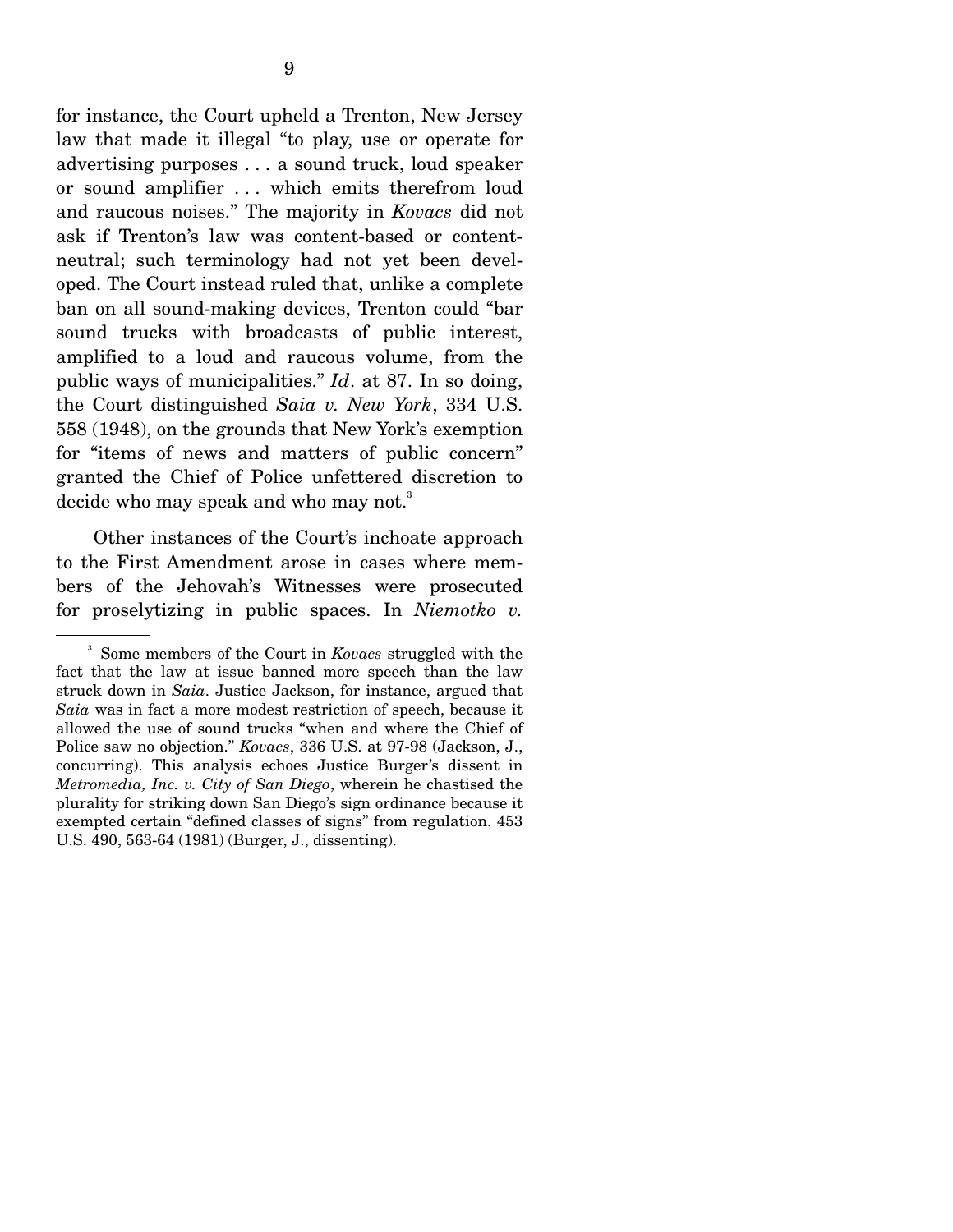for instance, the Court upheld a Trenton, New Jersey law that made it illegal "to play, use or operate for advertising purposes . . . a sound truck, loud speaker or sound amplifier . . . which emits therefrom loud and raucous noises." The majority in *Kovacs* did not ask if Trenton's law was content-based or content-neutral; such terminology had not yet been developed. The Court instead ruled that, unlike a complete ban on all sound-making devices, Trenton could "bar sound trucks with broadcasts of public interest, amplified to a loud and raucous volume, from the public ways of municipalities." *Id*. at 87. In so doing, the Court distinguished *Saia v. New York*, 334 U.S. 558 (1948), on the grounds that New York's exemption for "items of news and matters of public concern" granted the Chief of Police unfettered discretion to decide who may speak and who may not.[3]

Other instances of the Court's inchoate approach to the First Amendment arose in cases where members of the Jehovah's Witnesses were prosecuted for proselytizing in public spaces. In *Niemotko v.*

---

[3] Some members of the Court in *Kovacs* struggled with the fact that the law at issue banned more speech than the law struck down in *Saia*. Justice Jackson, for instance, argued that *Saia* was in fact a more modest restriction of speech, because it allowed the use of sound trucks "when and where the Chief of Police saw no objection." *Kovacs*, 336 U.S. at 97-98 (Jackson, J., concurring). This analysis echoes Justice Burger's dissent in *Metromedia, Inc. v. City of San Diego*, wherein he chastised the plurality for striking down San Diego's sign ordinance because it exempted certain "defined classes of signs" from regulation. 453 U.S. 490, 563-64 (1981) (Burger, J., dissenting).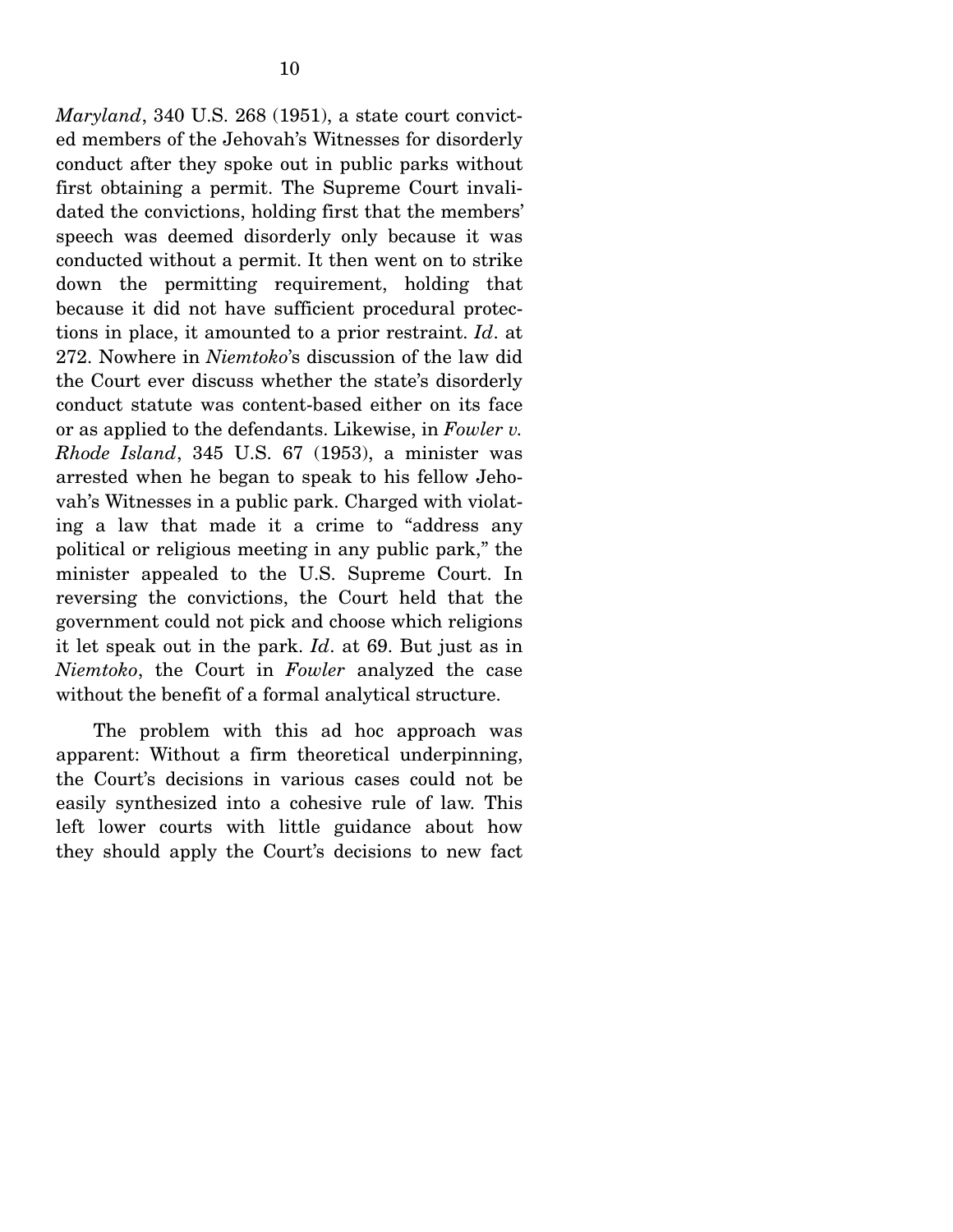*Maryland*, 340 U.S. 268 (1951), a state court convicted members of the Jehovah's Witnesses for disorderly conduct after they spoke out in public parks without first obtaining a permit. The Supreme Court invalidated the convictions, holding first that the members' speech was deemed disorderly only because it was conducted without a permit. It then went on to strike down the permitting requirement, holding that because it did not have sufficient procedural protections in place, it amounted to a prior restraint. *Id*. at 272. Nowhere in *Niemtoko*'s discussion of the law did the Court ever discuss whether the state's disorderly conduct statute was content-based either on its face or as applied to the defendants. Likewise, in *Fowler v. Rhode Island*, 345 U.S. 67 (1953), a minister was arrested when he began to speak to his fellow Jehovah's Witnesses in a public park. Charged with violating a law that made it a crime to "address any political or religious meeting in any public park," the minister appealed to the U.S. Supreme Court. In reversing the convictions, the Court held that the government could not pick and choose which religions it let speak out in the park. *Id*. at 69. But just as in *Niemtoko*, the Court in *Fowler* analyzed the case without the benefit of a formal analytical structure.

The problem with this ad hoc approach was apparent: Without a firm theoretical underpinning, the Court's decisions in various cases could not be easily synthesized into a cohesive rule of law. This left lower courts with little guidance about how they should apply the Court's decisions to new fact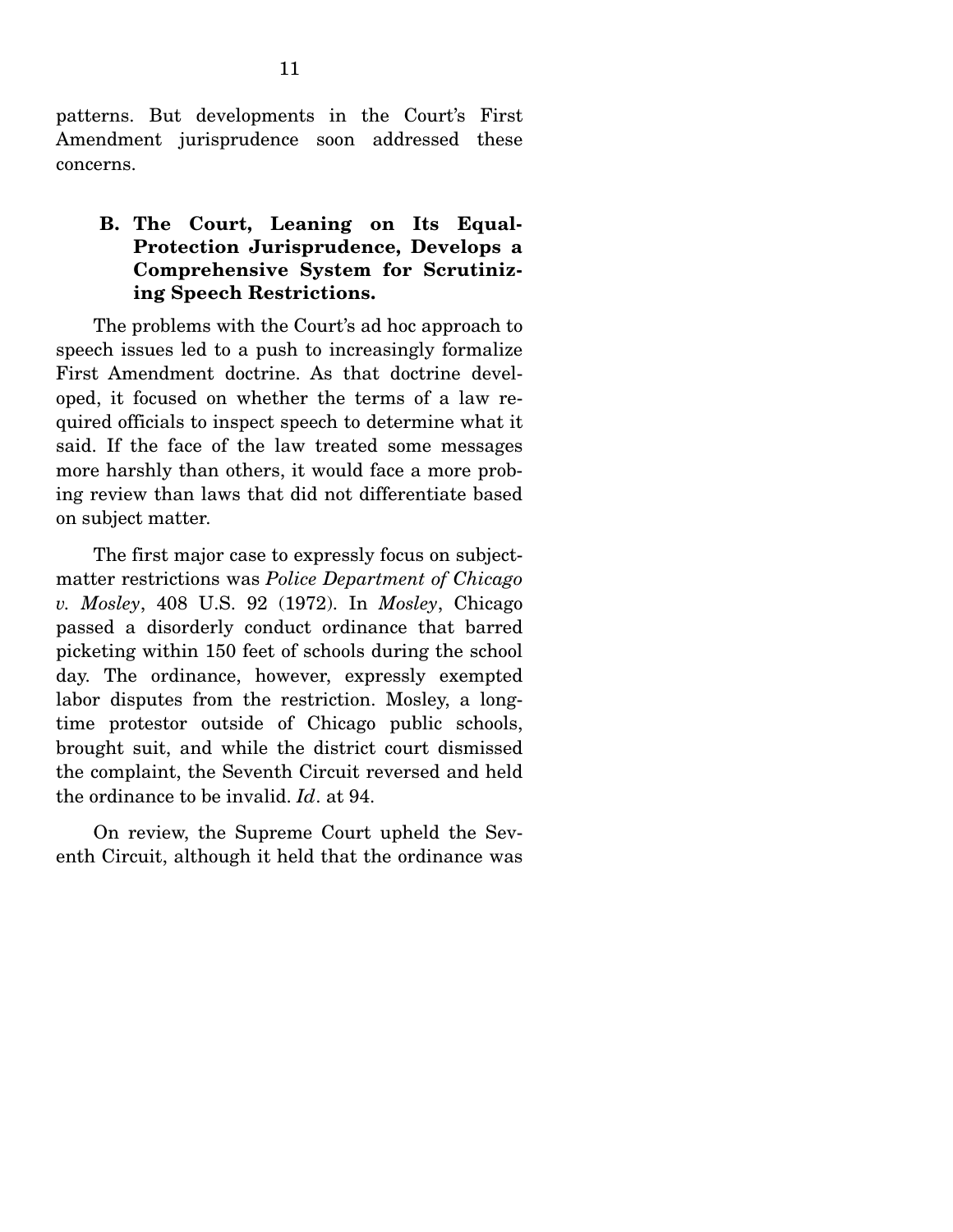patterns. But developments in the Court's First Amendment jurisprudence soon addressed these concerns.

### B. The Court, Leaning on Its Equal-Protection Jurisprudence, Develops a Comprehensive System for Scrutinizing Speech Restrictions.

The problems with the Court's ad hoc approach to speech issues led to a push to increasingly formalize First Amendment doctrine. As that doctrine developed, it focused on whether the terms of a law required officials to inspect speech to determine what it said. If the face of the law treated some messages more harshly than others, it would face a more probing review than laws that did not differentiate based on subject matter.

The first major case to expressly focus on subject-matter restrictions was *Police Department of Chicago v. Mosley*, 408 U.S. 92 (1972). In *Mosley*, Chicago passed a disorderly conduct ordinance that barred picketing within 150 feet of schools during the school day. The ordinance, however, expressly exempted labor disputes from the restriction. Mosley, a long-time protestor outside of Chicago public schools, brought suit, and while the district court dismissed the complaint, the Seventh Circuit reversed and held the ordinance to be invalid. *Id*. at 94.

On review, the Supreme Court upheld the Seventh Circuit, although it held that the ordinance was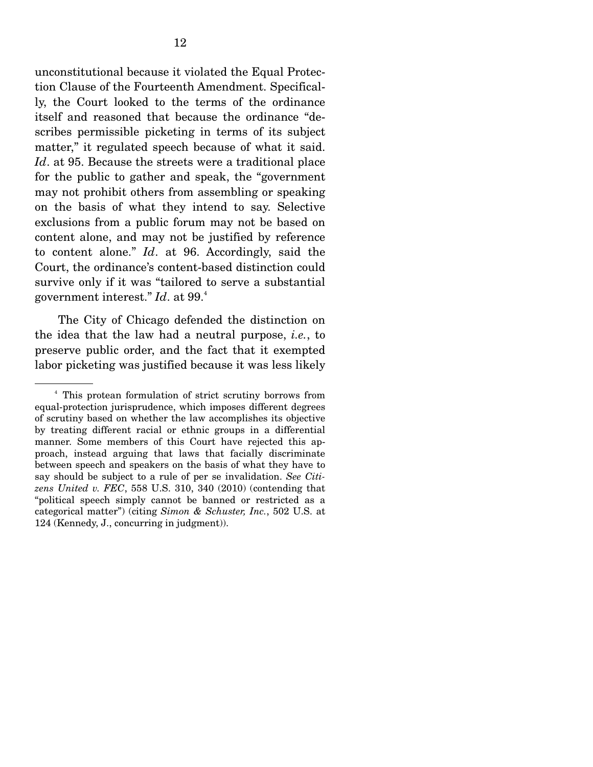unconstitutional because it violated the Equal Protection Clause of the Fourteenth Amendment. Specifically, the Court looked to the terms of the ordinance itself and reasoned that because the ordinance "describes permissible picketing in terms of its subject matter," it regulated speech because of what it said. *Id*. at 95. Because the streets were a traditional place for the public to gather and speak, the "government may not prohibit others from assembling or speaking on the basis of what they intend to say. Selective exclusions from a public forum may not be based on content alone, and may not be justified by reference to content alone." *Id*. at 96. Accordingly, said the Court, the ordinance's content-based distinction could survive only if it was "tailored to serve a substantial government interest." *Id*. at 99.[4]

The City of Chicago defended the distinction on the idea that the law had a neutral purpose, *i.e.*, to preserve public order, and the fact that it exempted labor picketing was justified because it was less likely

---

[4] This protean formulation of strict scrutiny borrows from equal-protection jurisprudence, which imposes different degrees of scrutiny based on whether the law accomplishes its objective by treating different racial or ethnic groups in a differential manner. Some members of this Court have rejected this approach, instead arguing that laws that facially discriminate between speech and speakers on the basis of what they have to say should be subject to a rule of per se invalidation. *See Citizens United v. FEC*, 558 U.S. 310, 340 (2010) (contending that "political speech simply cannot be banned or restricted as a categorical matter") (citing *Simon & Schuster, Inc.*, 502 U.S. at 124 (Kennedy, J., concurring in judgment)).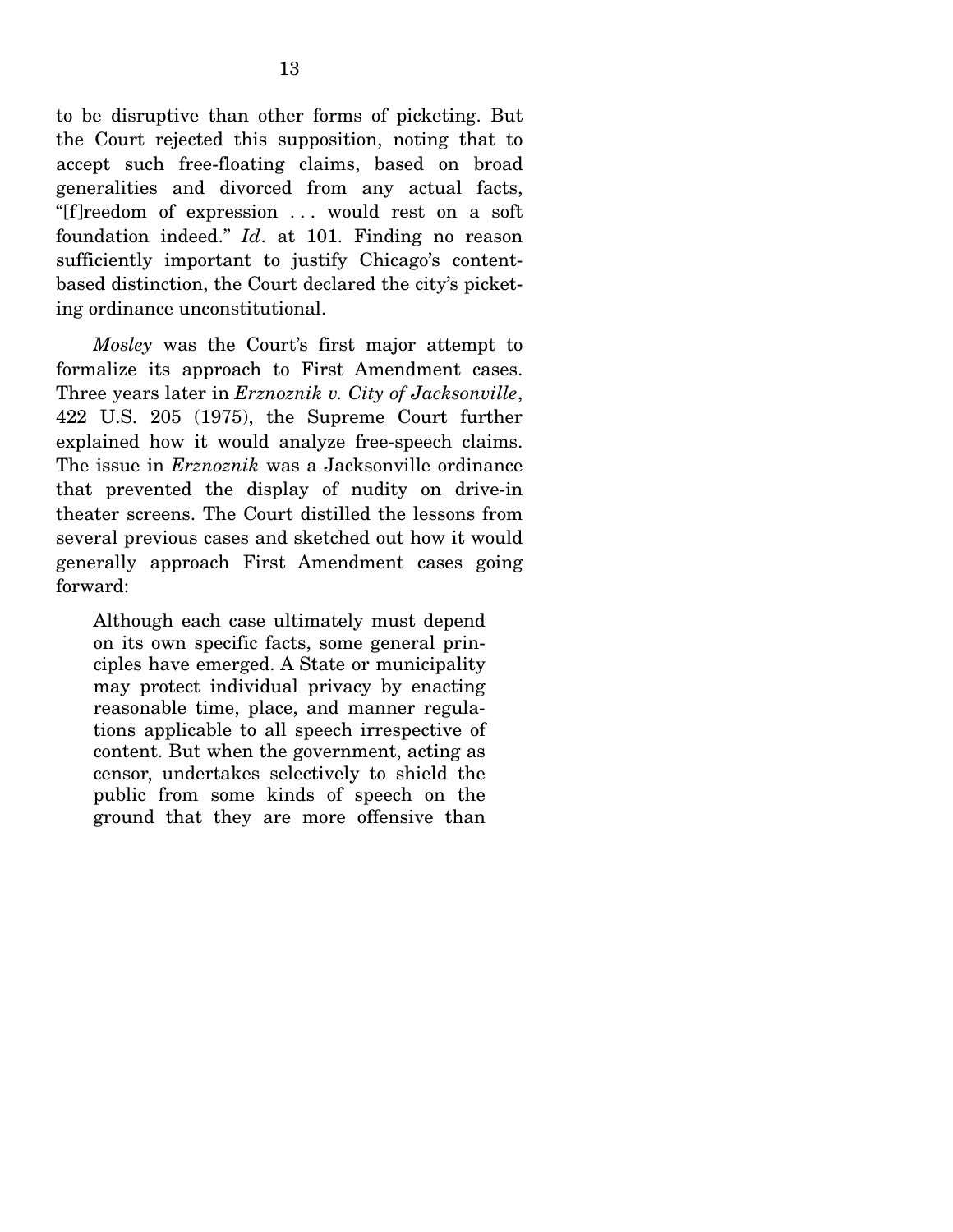to be disruptive than other forms of picketing. But the Court rejected this supposition, noting that to accept such free-floating claims, based on broad generalities and divorced from any actual facts, "[f]reedom of expression . . . would rest on a soft foundation indeed." *Id*. at 101. Finding no reason sufficiently important to justify Chicago's content-based distinction, the Court declared the city's picketing ordinance unconstitutional.

*Mosley* was the Court's first major attempt to formalize its approach to First Amendment cases. Three years later in *Erznoznik v. City of Jacksonville*, 422 U.S. 205 (1975), the Supreme Court further explained how it would analyze free-speech claims. The issue in *Erznoznik* was a Jacksonville ordinance that prevented the display of nudity on drive-in theater screens. The Court distilled the lessons from several previous cases and sketched out how it would generally approach First Amendment cases going forward:

> Although each case ultimately must depend on its own specific facts, some general principles have emerged. A State or municipality may protect individual privacy by enacting reasonable time, place, and manner regulations applicable to all speech irrespective of content. But when the government, acting as censor, undertakes selectively to shield the public from some kinds of speech on the ground that they are more offensive than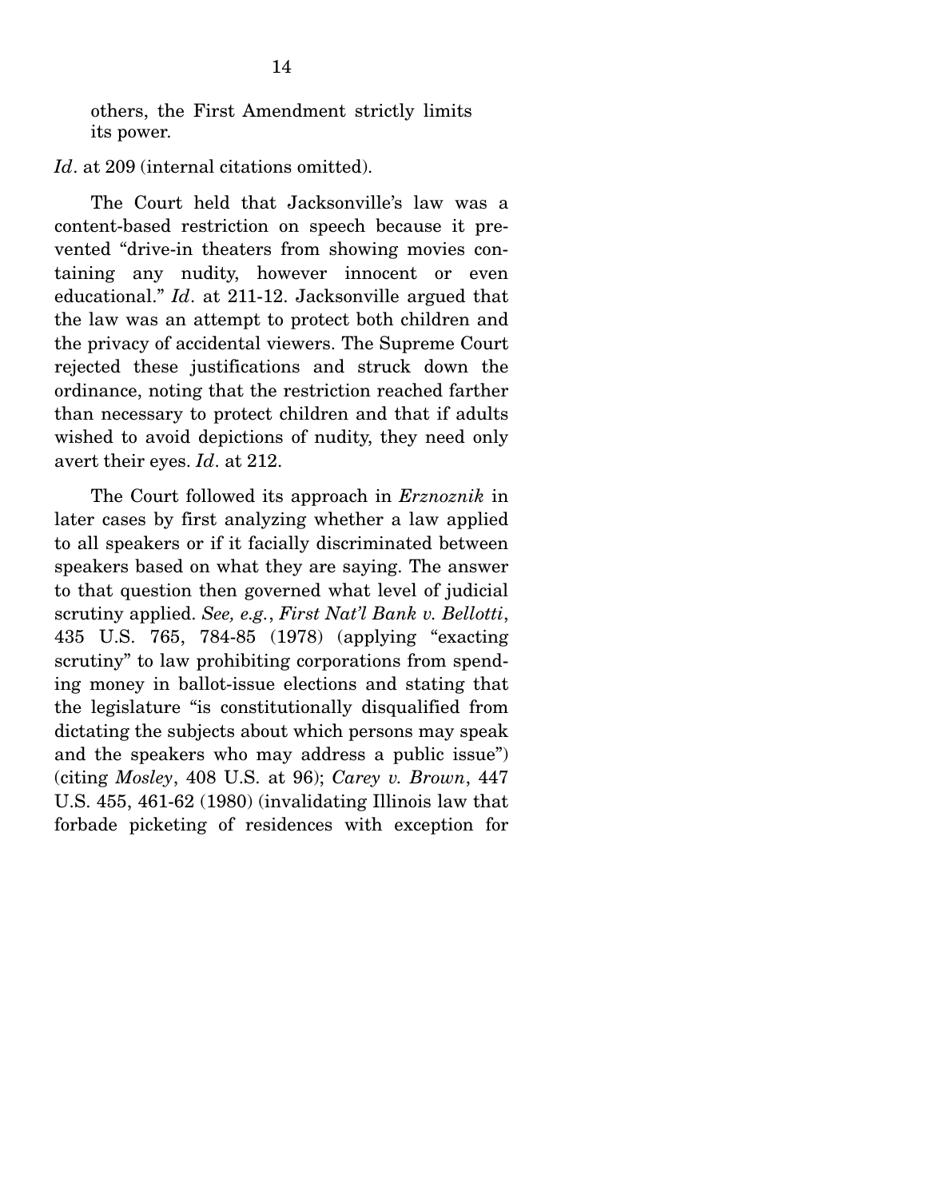> others, the First Amendment strictly limits its power.

*Id*. at 209 (internal citations omitted).

The Court held that Jacksonville's law was a content-based restriction on speech because it prevented "drive-in theaters from showing movies containing any nudity, however innocent or even educational." *Id*. at 211-12. Jacksonville argued that the law was an attempt to protect both children and the privacy of accidental viewers. The Supreme Court rejected these justifications and struck down the ordinance, noting that the restriction reached farther than necessary to protect children and that if adults wished to avoid depictions of nudity, they need only avert their eyes. *Id*. at 212.

The Court followed its approach in *Erznoznik* in later cases by first analyzing whether a law applied to all speakers or if it facially discriminated between speakers based on what they are saying. The answer to that question then governed what level of judicial scrutiny applied. *See, e.g.*, *First Nat'l Bank v. Bellotti*, 435 U.S. 765, 784-85 (1978) (applying "exacting scrutiny" to law prohibiting corporations from spending money in ballot-issue elections and stating that the legislature "is constitutionally disqualified from dictating the subjects about which persons may speak and the speakers who may address a public issue") (citing *Mosley*, 408 U.S. at 96); *Carey v. Brown*, 447 U.S. 455, 461-62 (1980) (invalidating Illinois law that forbade picketing of residences with exception for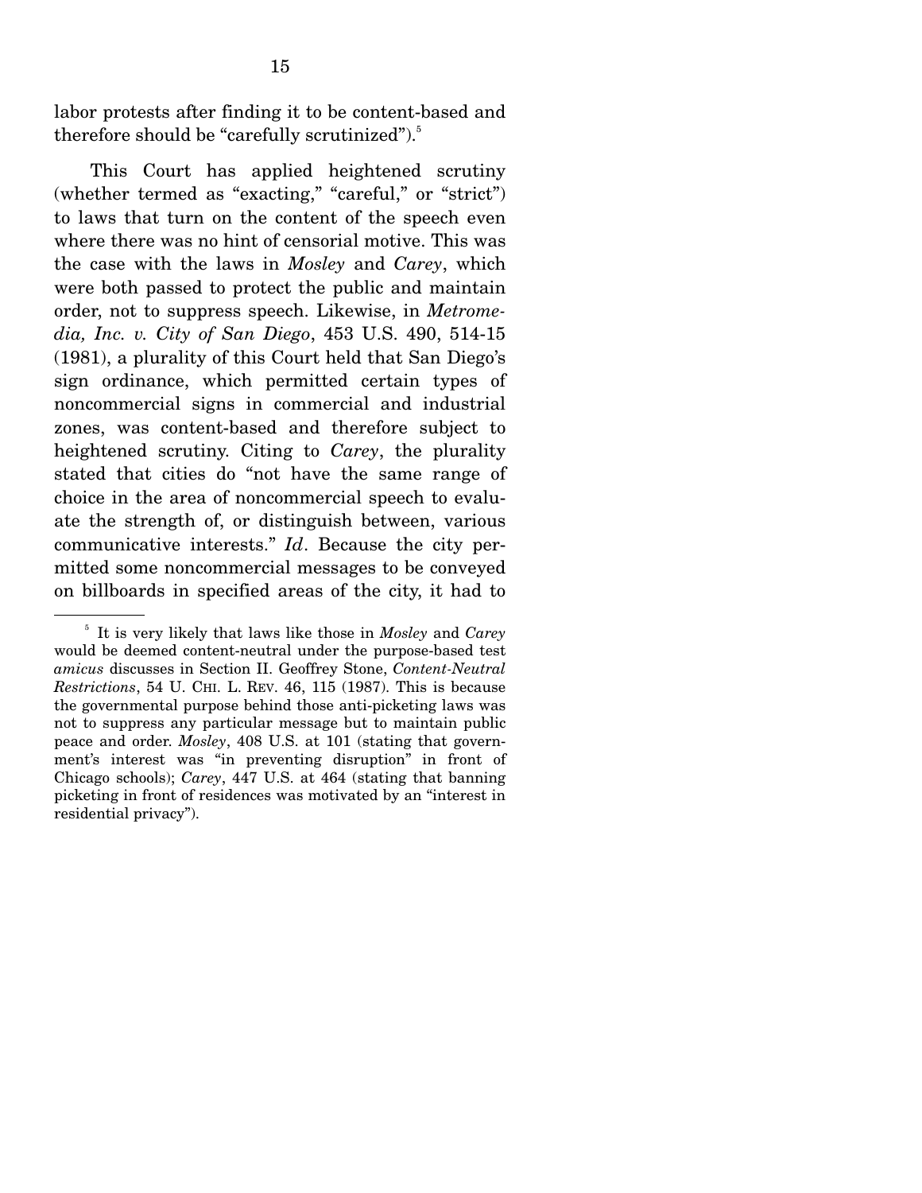labor protests after finding it to be content-based and therefore should be "carefully scrutinized").[5]

This Court has applied heightened scrutiny (whether termed as "exacting," "careful," or "strict") to laws that turn on the content of the speech even where there was no hint of censorial motive. This was the case with the laws in *Mosley* and *Carey*, which were both passed to protect the public and maintain order, not to suppress speech. Likewise, in *Metromedia, Inc. v. City of San Diego*, 453 U.S. 490, 514-15 (1981), a plurality of this Court held that San Diego's sign ordinance, which permitted certain types of noncommercial signs in commercial and industrial zones, was content-based and therefore subject to heightened scrutiny. Citing to *Carey*, the plurality stated that cities do "not have the same range of choice in the area of noncommercial speech to evaluate the strength of, or distinguish between, various communicative interests." *Id*. Because the city permitted some noncommercial messages to be conveyed on billboards in specified areas of the city, it had to

---

[5] It is very likely that laws like those in *Mosley* and *Carey* would be deemed content-neutral under the purpose-based test *amicus* discusses in Section II. Geoffrey Stone, *Content-Neutral Restrictions*, 54 U. CHI. L. REV. 46, 115 (1987). This is because the governmental purpose behind those anti-picketing laws was not to suppress any particular message but to maintain public peace and order. *Mosley*, 408 U.S. at 101 (stating that government's interest was "in preventing disruption" in front of Chicago schools); *Carey*, 447 U.S. at 464 (stating that banning picketing in front of residences was motivated by an "interest in residential privacy").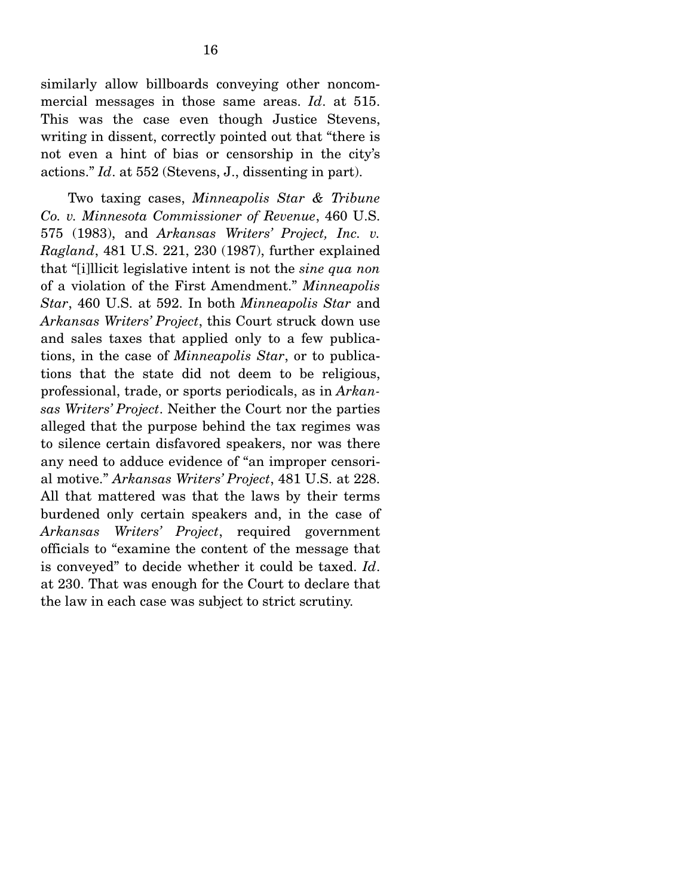similarly allow billboards conveying other noncommercial messages in those same areas. *Id*. at 515. This was the case even though Justice Stevens, writing in dissent, correctly pointed out that "there is not even a hint of bias or censorship in the city's actions." *Id*. at 552 (Stevens, J., dissenting in part).

Two taxing cases, *Minneapolis Star & Tribune Co. v. Minnesota Commissioner of Revenue*, 460 U.S. 575 (1983), and *Arkansas Writers' Project, Inc. v. Ragland*, 481 U.S. 221, 230 (1987), further explained that "[i]llicit legislative intent is not the *sine qua non* of a violation of the First Amendment." *Minneapolis Star*, 460 U.S. at 592. In both *Minneapolis Star* and *Arkansas Writers' Project*, this Court struck down use and sales taxes that applied only to a few publications, in the case of *Minneapolis Star*, or to publications that the state did not deem to be religious, professional, trade, or sports periodicals, as in *Arkansas Writers' Project*. Neither the Court nor the parties alleged that the purpose behind the tax regimes was to silence certain disfavored speakers, nor was there any need to adduce evidence of "an improper censorial motive." *Arkansas Writers' Project*, 481 U.S. at 228. All that mattered was that the laws by their terms burdened only certain speakers and, in the case of *Arkansas Writers' Project*, required government officials to "examine the content of the message that is conveyed" to decide whether it could be taxed. *Id*. at 230. That was enough for the Court to declare that the law in each case was subject to strict scrutiny.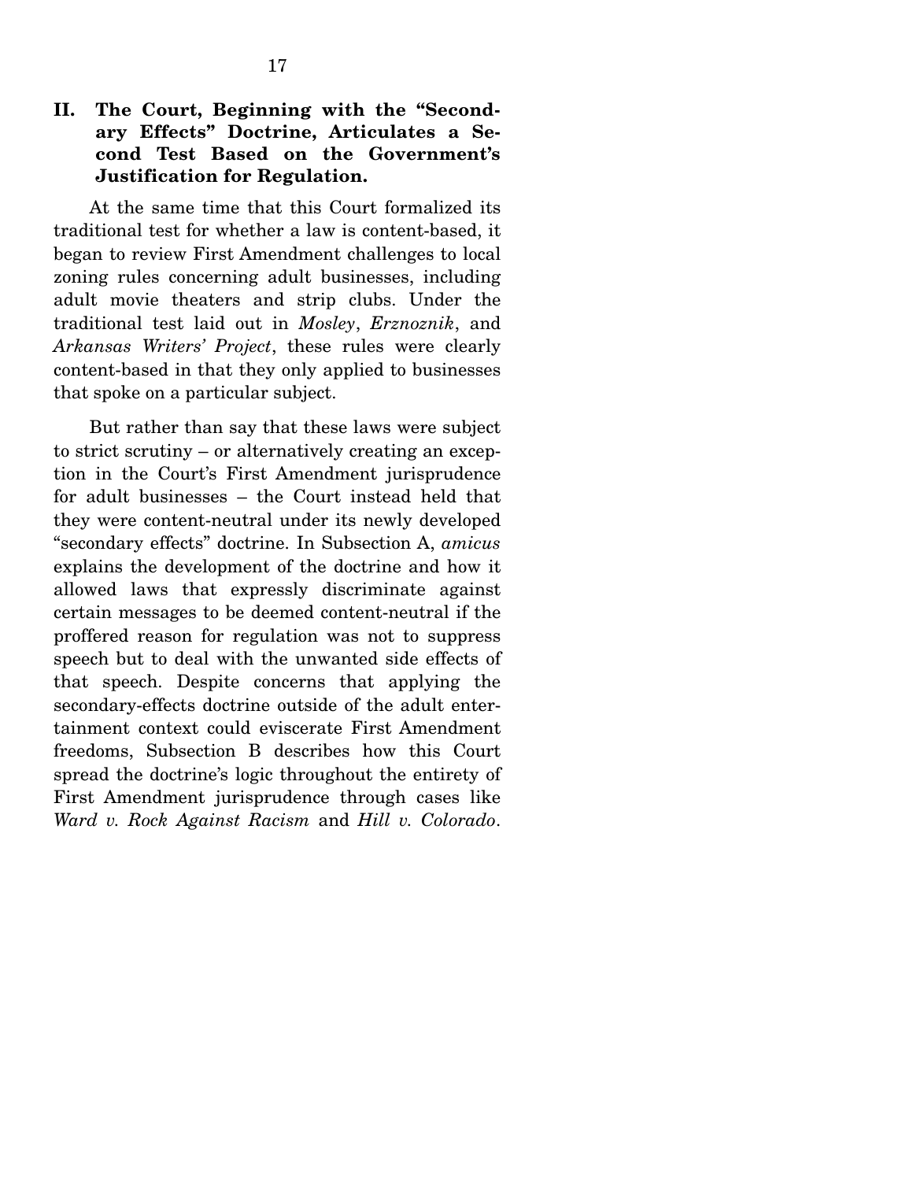## II. The Court, Beginning with the "Secondary Effects" Doctrine, Articulates a Second Test Based on the Government's Justification for Regulation.

At the same time that this Court formalized its traditional test for whether a law is content-based, it began to review First Amendment challenges to local zoning rules concerning adult businesses, including adult movie theaters and strip clubs. Under the traditional test laid out in *Mosley*, *Erznoznik*, and *Arkansas Writers' Project*, these rules were clearly content-based in that they only applied to businesses that spoke on a particular subject.

But rather than say that these laws were subject to strict scrutiny – or alternatively creating an exception in the Court's First Amendment jurisprudence for adult businesses – the Court instead held that they were content-neutral under its newly developed "secondary effects" doctrine. In Subsection A, *amicus* explains the development of the doctrine and how it allowed laws that expressly discriminate against certain messages to be deemed content-neutral if the proffered reason for regulation was not to suppress speech but to deal with the unwanted side effects of that speech. Despite concerns that applying the secondary-effects doctrine outside of the adult entertainment context could eviscerate First Amendment freedoms, Subsection B describes how this Court spread the doctrine's logic throughout the entirety of First Amendment jurisprudence through cases like *Ward v. Rock Against Racism* and *Hill v. Colorado*.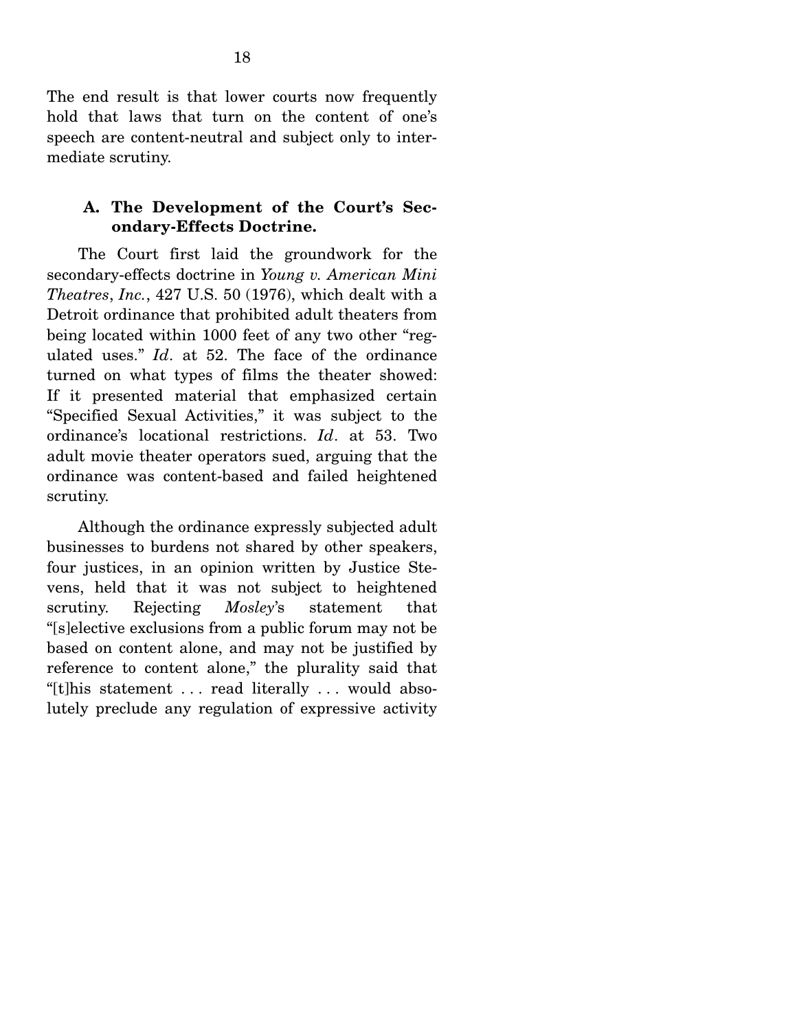The end result is that lower courts now frequently hold that laws that turn on the content of one's speech are content-neutral and subject only to intermediate scrutiny.

### A. The Development of the Court's Secondary-Effects Doctrine.

The Court first laid the groundwork for the secondary-effects doctrine in *Young v. American Mini Theatres*, *Inc.*, 427 U.S. 50 (1976), which dealt with a Detroit ordinance that prohibited adult theaters from being located within 1000 feet of any two other "regulated uses." *Id*. at 52. The face of the ordinance turned on what types of films the theater showed: If it presented material that emphasized certain "Specified Sexual Activities," it was subject to the ordinance's locational restrictions. *Id*. at 53. Two adult movie theater operators sued, arguing that the ordinance was content-based and failed heightened scrutiny.

Although the ordinance expressly subjected adult businesses to burdens not shared by other speakers, four justices, in an opinion written by Justice Stevens, held that it was not subject to heightened scrutiny. Rejecting *Mosley*'s statement that "[s]elective exclusions from a public forum may not be based on content alone, and may not be justified by reference to content alone," the plurality said that "[t]his statement . . . read literally . . . would absolutely preclude any regulation of expressive activity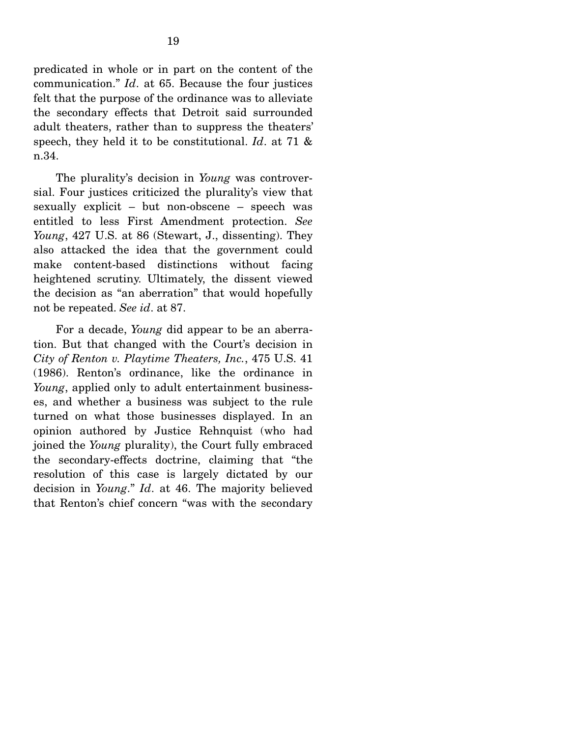predicated in whole or in part on the content of the communication." *Id*. at 65. Because the four justices felt that the purpose of the ordinance was to alleviate the secondary effects that Detroit said surrounded adult theaters, rather than to suppress the theaters' speech, they held it to be constitutional. *Id*. at 71 & n.34.

The plurality's decision in *Young* was controversial. Four justices criticized the plurality's view that sexually explicit – but non-obscene – speech was entitled to less First Amendment protection. *See Young*, 427 U.S. at 86 (Stewart, J., dissenting). They also attacked the idea that the government could make content-based distinctions without facing heightened scrutiny. Ultimately, the dissent viewed the decision as "an aberration" that would hopefully not be repeated. *See id*. at 87.

For a decade, *Young* did appear to be an aberration. But that changed with the Court's decision in *City of Renton v. Playtime Theaters, Inc.*, 475 U.S. 41 (1986). Renton's ordinance, like the ordinance in *Young*, applied only to adult entertainment businesses, and whether a business was subject to the rule turned on what those businesses displayed. In an opinion authored by Justice Rehnquist (who had joined the *Young* plurality), the Court fully embraced the secondary-effects doctrine, claiming that "the resolution of this case is largely dictated by our decision in *Young*." *Id*. at 46. The majority believed that Renton's chief concern "was with the secondary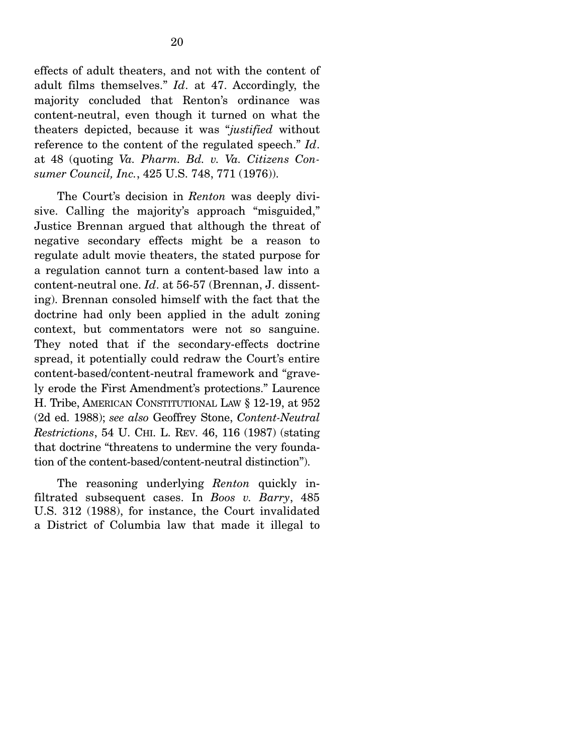effects of adult theaters, and not with the content of adult films themselves." *Id*. at 47. Accordingly, the majority concluded that Renton's ordinance was content-neutral, even though it turned on what the theaters depicted, because it was "*justified* without reference to the content of the regulated speech." *Id*. at 48 (quoting *Va. Pharm. Bd. v. Va. Citizens Consumer Council, Inc.*, 425 U.S. 748, 771 (1976)).

The Court's decision in *Renton* was deeply divisive. Calling the majority's approach "misguided," Justice Brennan argued that although the threat of negative secondary effects might be a reason to regulate adult movie theaters, the stated purpose for a regulation cannot turn a content-based law into a content-neutral one. *Id*. at 56-57 (Brennan, J. dissenting). Brennan consoled himself with the fact that the doctrine had only been applied in the adult zoning context, but commentators were not so sanguine. They noted that if the secondary-effects doctrine spread, it potentially could redraw the Court's entire content-based/content-neutral framework and "gravely erode the First Amendment's protections." Laurence H. Tribe, AMERICAN CONSTITUTIONAL LAW § 12-19, at 952 (2d ed. 1988); *see also* Geoffrey Stone, *Content-Neutral Restrictions*, 54 U. CHI. L. REV. 46, 116 (1987) (stating that doctrine "threatens to undermine the very foundation of the content-based/content-neutral distinction").

The reasoning underlying *Renton* quickly infiltrated subsequent cases. In *Boos v. Barry*, 485 U.S. 312 (1988), for instance, the Court invalidated a District of Columbia law that made it illegal to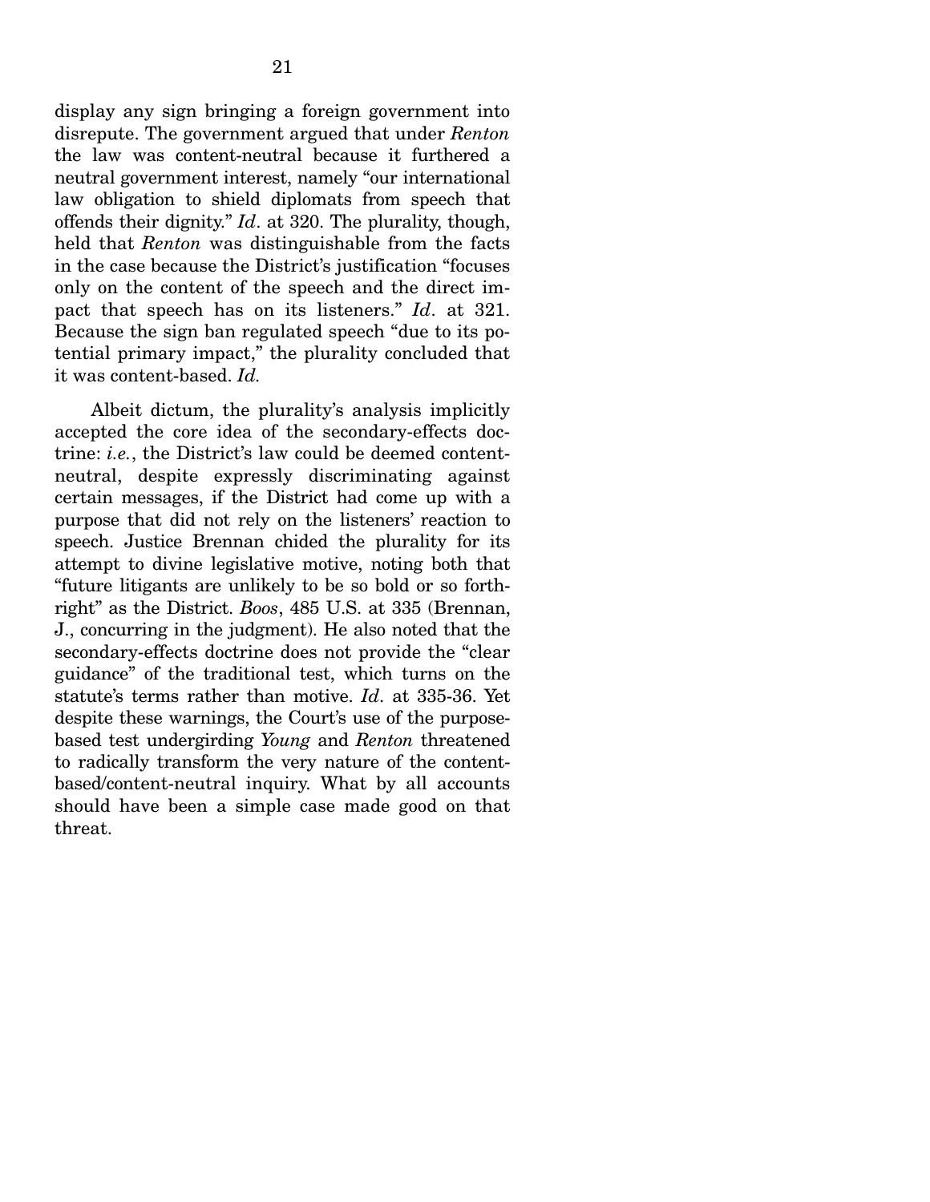display any sign bringing a foreign government into disrepute. The government argued that under *Renton* the law was content-neutral because it furthered a neutral government interest, namely "our international law obligation to shield diplomats from speech that offends their dignity." *Id*. at 320. The plurality, though, held that *Renton* was distinguishable from the facts in the case because the District's justification "focuses only on the content of the speech and the direct impact that speech has on its listeners." *Id*. at 321. Because the sign ban regulated speech "due to its potential primary impact," the plurality concluded that it was content-based. *Id.*

Albeit dictum, the plurality's analysis implicitly accepted the core idea of the secondary-effects doctrine: *i.e.*, the District's law could be deemed content-neutral, despite expressly discriminating against certain messages, if the District had come up with a purpose that did not rely on the listeners' reaction to speech. Justice Brennan chided the plurality for its attempt to divine legislative motive, noting both that "future litigants are unlikely to be so bold or so forthright" as the District. *Boos*, 485 U.S. at 335 (Brennan, J., concurring in the judgment). He also noted that the secondary-effects doctrine does not provide the "clear guidance" of the traditional test, which turns on the statute's terms rather than motive. *Id*. at 335-36. Yet despite these warnings, the Court's use of the purpose-based test undergirding *Young* and *Renton* threatened to radically transform the very nature of the content-based/content-neutral inquiry. What by all accounts should have been a simple case made good on that threat.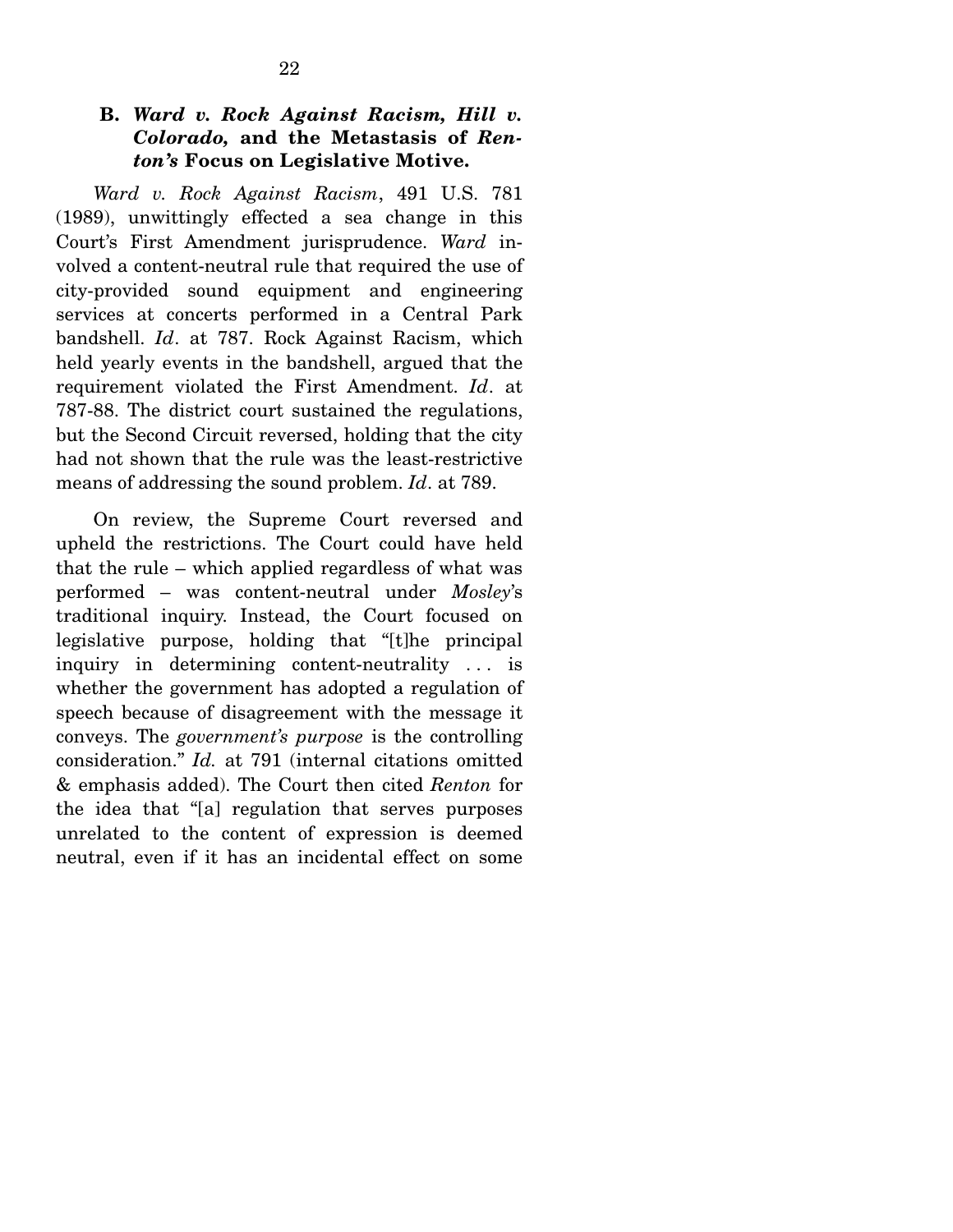### B. *Ward v. Rock Against Racism, Hill v. Colorado,* and the Metastasis of *Renton's* Focus on Legislative Motive.

*Ward v. Rock Against Racism*, 491 U.S. 781 (1989), unwittingly effected a sea change in this Court's First Amendment jurisprudence. *Ward* involved a content-neutral rule that required the use of city-provided sound equipment and engineering services at concerts performed in a Central Park bandshell. *Id*. at 787. Rock Against Racism, which held yearly events in the bandshell, argued that the requirement violated the First Amendment. *Id*. at 787-88. The district court sustained the regulations, but the Second Circuit reversed, holding that the city had not shown that the rule was the least-restrictive means of addressing the sound problem. *Id*. at 789.

On review, the Supreme Court reversed and upheld the restrictions. The Court could have held that the rule – which applied regardless of what was performed – was content-neutral under *Mosley*'s traditional inquiry. Instead, the Court focused on legislative purpose, holding that "[t]he principal inquiry in determining content-neutrality . . . is whether the government has adopted a regulation of speech because of disagreement with the message it conveys. The *government's purpose* is the controlling consideration." *Id.* at 791 (internal citations omitted & emphasis added). The Court then cited *Renton* for the idea that "[a] regulation that serves purposes unrelated to the content of expression is deemed neutral, even if it has an incidental effect on some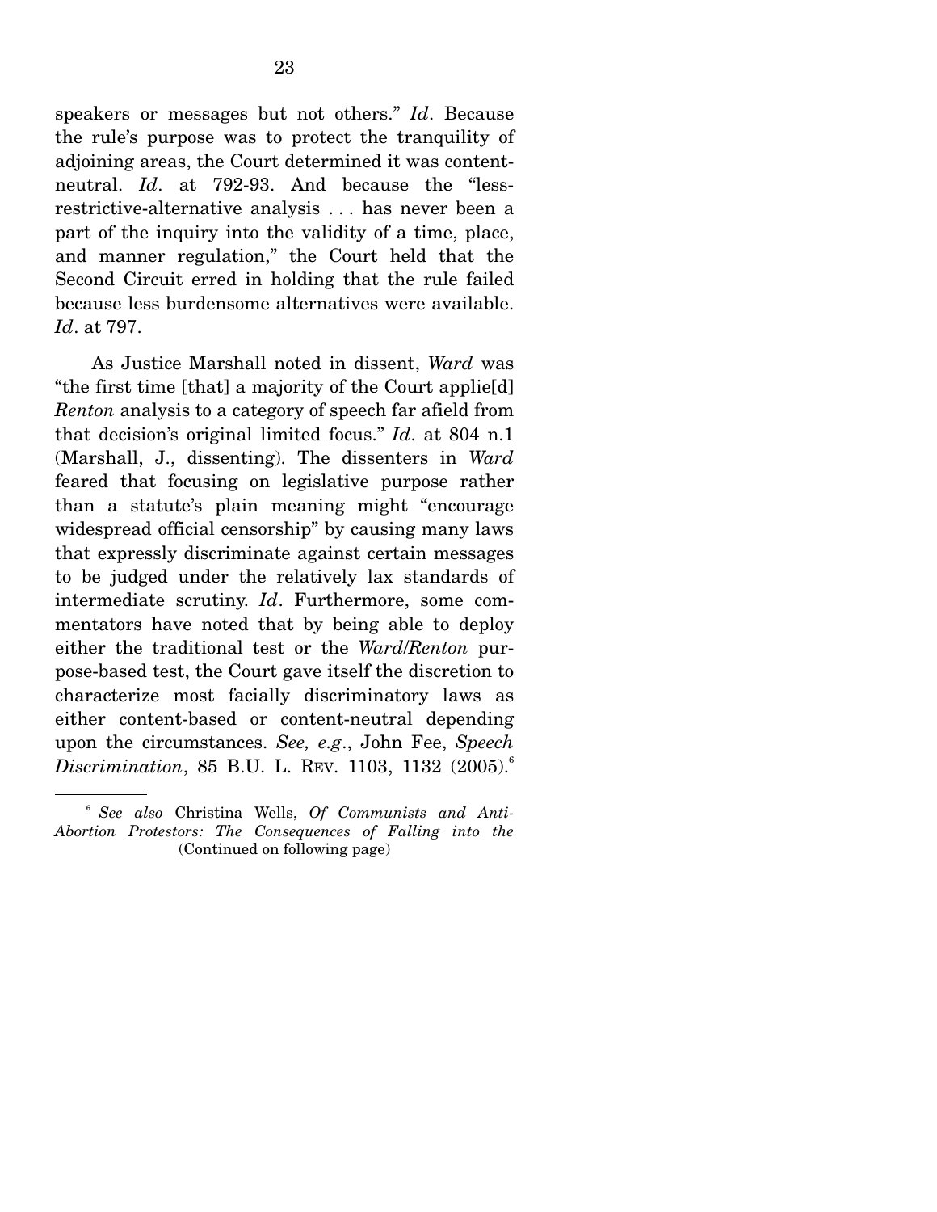speakers or messages but not others." *Id*. Because the rule's purpose was to protect the tranquility of adjoining areas, the Court determined it was content-neutral. *Id*. at 792-93. And because the "less-restrictive-alternative analysis . . . has never been a part of the inquiry into the validity of a time, place, and manner regulation," the Court held that the Second Circuit erred in holding that the rule failed because less burdensome alternatives were available. *Id*. at 797.

As Justice Marshall noted in dissent, *Ward* was "the first time [that] a majority of the Court applie[d] *Renton* analysis to a category of speech far afield from that decision's original limited focus." *Id*. at 804 n.1 (Marshall, J., dissenting). The dissenters in *Ward* feared that focusing on legislative purpose rather than a statute's plain meaning might "encourage widespread official censorship" by causing many laws that expressly discriminate against certain messages to be judged under the relatively lax standards of intermediate scrutiny. *Id*. Furthermore, some commentators have noted that by being able to deploy either the traditional test or the *Ward*/*Renton* purpose-based test, the Court gave itself the discretion to characterize most facially discriminatory laws as either content-based or content-neutral depending upon the circumstances. *See, e.g*., John Fee, *Speech Discrimination*, 85 B.U. L. REV. 1103, 1132 (2005).[6]

---

[6] *See also* Christina Wells, *Of Communists and Anti-Abortion Protestors: The Consequences of Falling into the*
(Continued on following page)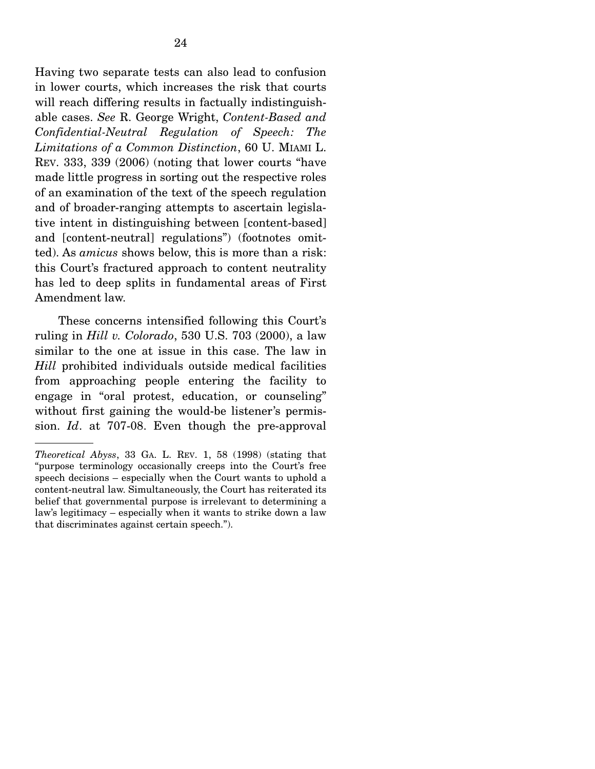Having two separate tests can also lead to confusion in lower courts, which increases the risk that courts will reach differing results in factually indistinguishable cases. *See* R. George Wright, *Content-Based and Confidential-Neutral Regulation of Speech: The Limitations of a Common Distinction*, 60 U. MIAMI L. REV. 333, 339 (2006) (noting that lower courts "have made little progress in sorting out the respective roles of an examination of the text of the speech regulation and of broader-ranging attempts to ascertain legislative intent in distinguishing between [content-based] and [content-neutral] regulations") (footnotes omitted). As *amicus* shows below, this is more than a risk: this Court's fractured approach to content neutrality has led to deep splits in fundamental areas of First Amendment law.

These concerns intensified following this Court's ruling in *Hill v. Colorado*, 530 U.S. 703 (2000), a law similar to the one at issue in this case. The law in *Hill* prohibited individuals outside medical facilities from approaching people entering the facility to engage in "oral protest, education, or counseling" without first gaining the would-be listener's permission. *Id*. at 707-08. Even though the pre-approval

---

*Theoretical Abyss*, 33 GA. L. REV. 1, 58 (1998) (stating that "purpose terminology occasionally creeps into the Court's free speech decisions – especially when the Court wants to uphold a content-neutral law. Simultaneously, the Court has reiterated its belief that governmental purpose is irrelevant to determining a law's legitimacy – especially when it wants to strike down a law that discriminates against certain speech.").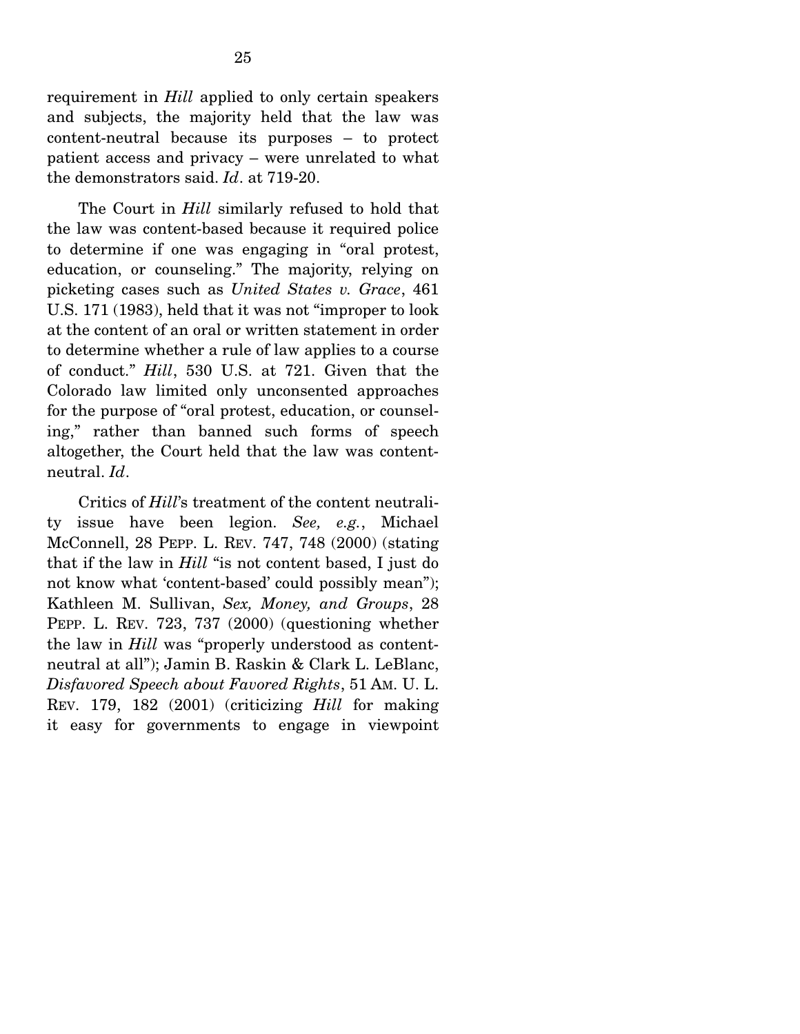requirement in *Hill* applied to only certain speakers and subjects, the majority held that the law was content-neutral because its purposes – to protect patient access and privacy – were unrelated to what the demonstrators said. *Id*. at 719-20.

The Court in *Hill* similarly refused to hold that the law was content-based because it required police to determine if one was engaging in "oral protest, education, or counseling." The majority, relying on picketing cases such as *United States v. Grace*, 461 U.S. 171 (1983), held that it was not "improper to look at the content of an oral or written statement in order to determine whether a rule of law applies to a course of conduct." *Hill*, 530 U.S. at 721. Given that the Colorado law limited only unconsented approaches for the purpose of "oral protest, education, or counseling," rather than banned such forms of speech altogether, the Court held that the law was content-neutral. *Id*.

Critics of *Hill*'s treatment of the content neutrality issue have been legion. *See, e.g.*, Michael McConnell, 28 PEPP. L. REV. 747, 748 (2000) (stating that if the law in *Hill* "is not content based, I just do not know what 'content-based' could possibly mean"); Kathleen M. Sullivan, *Sex, Money, and Groups*, 28 PEPP. L. REV. 723, 737 (2000) (questioning whether the law in *Hill* was "properly understood as content-neutral at all"); Jamin B. Raskin & Clark L. LeBlanc, *Disfavored Speech about Favored Rights*, 51 AM. U. L. REV. 179, 182 (2001) (criticizing *Hill* for making it easy for governments to engage in viewpoint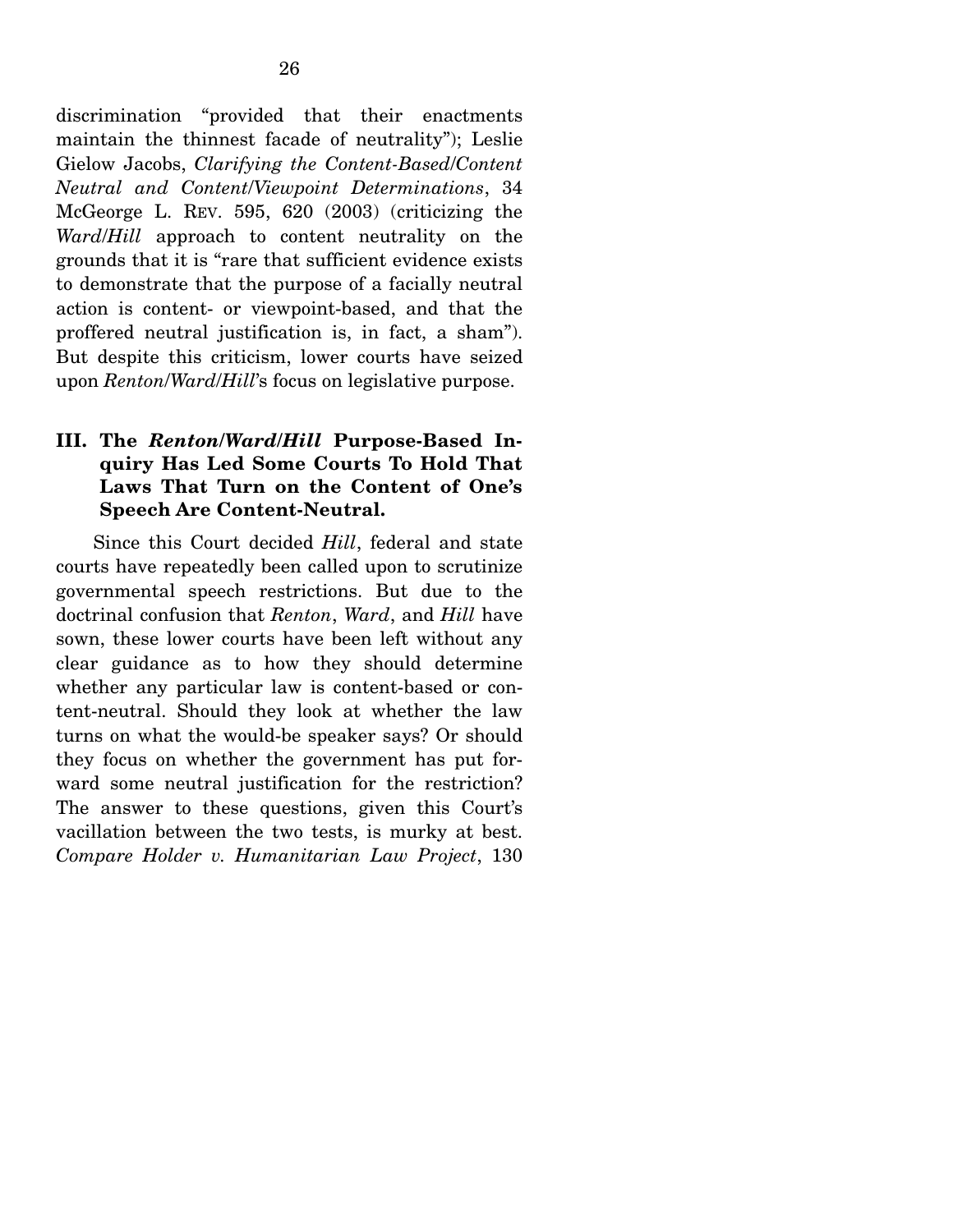discrimination "provided that their enactments maintain the thinnest facade of neutrality"); Leslie Gielow Jacobs, *Clarifying the Content-Based/Content Neutral and Content/Viewpoint Determinations*, 34 McGeorge L. REV. 595, 620 (2003) (criticizing the *Ward/Hill* approach to content neutrality on the grounds that it is "rare that sufficient evidence exists to demonstrate that the purpose of a facially neutral action is content- or viewpoint-based, and that the proffered neutral justification is, in fact, a sham"). But despite this criticism, lower courts have seized upon *Renton/Ward/Hill*'s focus on legislative purpose.

### III. The *Renton/Ward/Hill* Purpose-Based Inquiry Has Led Some Courts To Hold That Laws That Turn on the Content of One's Speech Are Content-Neutral.

Since this Court decided *Hill*, federal and state courts have repeatedly been called upon to scrutinize governmental speech restrictions. But due to the doctrinal confusion that *Renton*, *Ward*, and *Hill* have sown, these lower courts have been left without any clear guidance as to how they should determine whether any particular law is content-based or content-neutral. Should they look at whether the law turns on what the would-be speaker says? Or should they focus on whether the government has put forward some neutral justification for the restriction? The answer to these questions, given this Court's vacillation between the two tests, is murky at best. *Compare Holder v. Humanitarian Law Project*, 130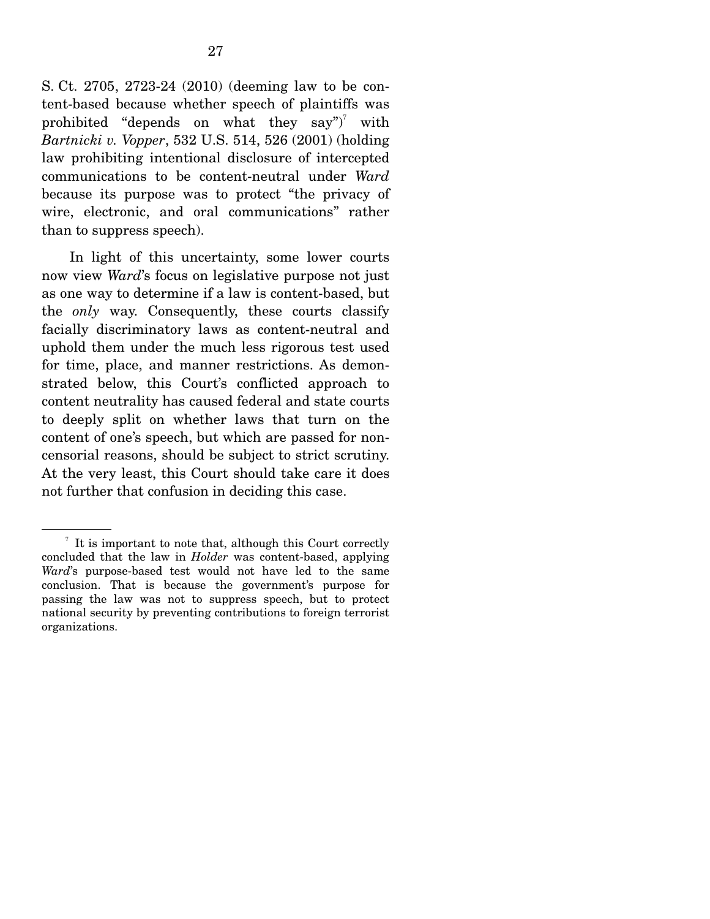S. Ct. 2705, 2723-24 (2010) (deeming law to be content-based because whether speech of plaintiffs was prohibited "depends on what they say")[7] with *Bartnicki v. Vopper*, 532 U.S. 514, 526 (2001) (holding law prohibiting intentional disclosure of intercepted communications to be content-neutral under *Ward* because its purpose was to protect "the privacy of wire, electronic, and oral communications" rather than to suppress speech).

In light of this uncertainty, some lower courts now view *Ward*'s focus on legislative purpose not just as one way to determine if a law is content-based, but the *only* way. Consequently, these courts classify facially discriminatory laws as content-neutral and uphold them under the much less rigorous test used for time, place, and manner restrictions. As demonstrated below, this Court's conflicted approach to content neutrality has caused federal and state courts to deeply split on whether laws that turn on the content of one's speech, but which are passed for non-censorial reasons, should be subject to strict scrutiny. At the very least, this Court should take care it does not further that confusion in deciding this case.

---

[7] It is important to note that, although this Court correctly concluded that the law in *Holder* was content-based, applying *Ward*'s purpose-based test would not have led to the same conclusion. That is because the government's purpose for passing the law was not to suppress speech, but to protect national security by preventing contributions to foreign terrorist organizations.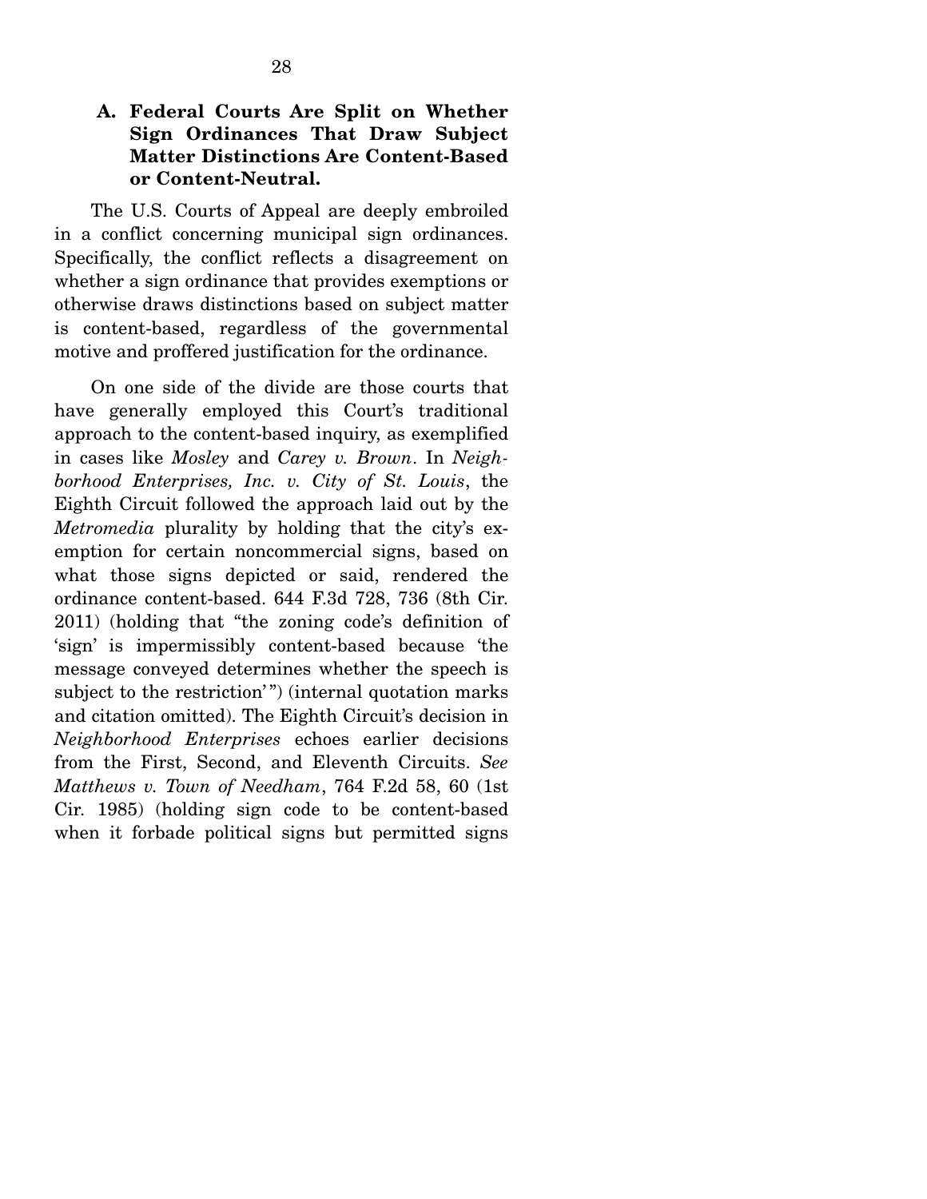### A. Federal Courts Are Split on Whether Sign Ordinances That Draw Subject Matter Distinctions Are Content-Based or Content-Neutral.

The U.S. Courts of Appeal are deeply embroiled in a conflict concerning municipal sign ordinances. Specifically, the conflict reflects a disagreement on whether a sign ordinance that provides exemptions or otherwise draws distinctions based on subject matter is content-based, regardless of the governmental motive and proffered justification for the ordinance.

On one side of the divide are those courts that have generally employed this Court's traditional approach to the content-based inquiry, as exemplified in cases like *Mosley* and *Carey v. Brown*. In *Neighborhood Enterprises, Inc. v. City of St. Louis*, the Eighth Circuit followed the approach laid out by the *Metromedia* plurality by holding that the city's exemption for certain noncommercial signs, based on what those signs depicted or said, rendered the ordinance content-based. 644 F.3d 728, 736 (8th Cir. 2011) (holding that "the zoning code's definition of 'sign' is impermissibly content-based because 'the message conveyed determines whether the speech is subject to the restriction'") (internal quotation marks and citation omitted). The Eighth Circuit's decision in *Neighborhood Enterprises* echoes earlier decisions from the First, Second, and Eleventh Circuits. *See Matthews v. Town of Needham*, 764 F.2d 58, 60 (1st Cir. 1985) (holding sign code to be content-based when it forbade political signs but permitted signs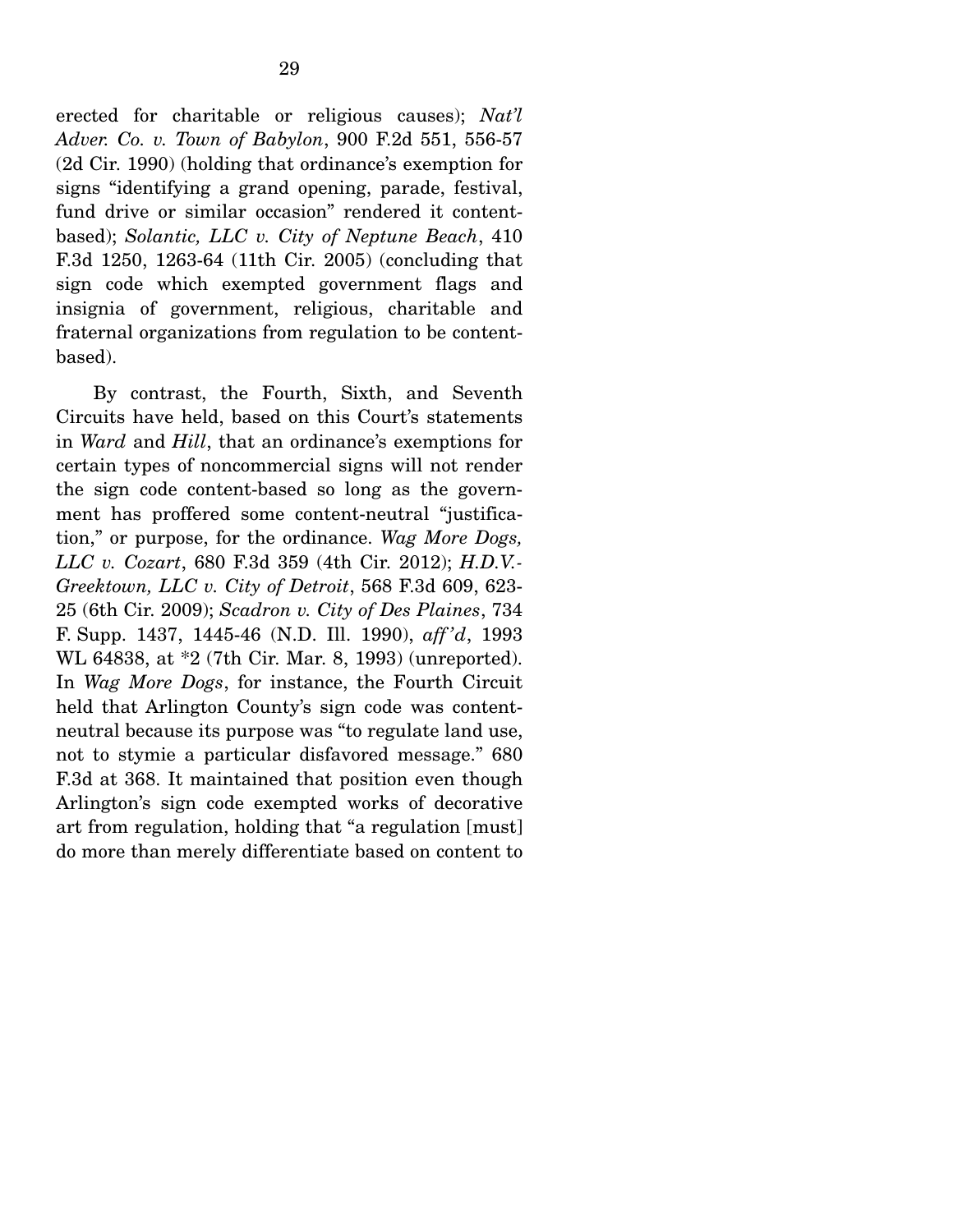erected for charitable or religious causes); *Nat'l Adver. Co. v. Town of Babylon*, 900 F.2d 551, 556-57 (2d Cir. 1990) (holding that ordinance's exemption for signs "identifying a grand opening, parade, festival, fund drive or similar occasion" rendered it content-based); *Solantic, LLC v. City of Neptune Beach*, 410 F.3d 1250, 1263-64 (11th Cir. 2005) (concluding that sign code which exempted government flags and insignia of government, religious, charitable and fraternal organizations from regulation to be content-based).

By contrast, the Fourth, Sixth, and Seventh Circuits have held, based on this Court's statements in *Ward* and *Hill*, that an ordinance's exemptions for certain types of noncommercial signs will not render the sign code content-based so long as the government has proffered some content-neutral "justification," or purpose, for the ordinance. *Wag More Dogs, LLC v. Cozart*, 680 F.3d 359 (4th Cir. 2012); *H.D.V.-Greektown, LLC v. City of Detroit*, 568 F.3d 609, 623-25 (6th Cir. 2009); *Scadron v. City of Des Plaines*, 734 F. Supp. 1437, 1445-46 (N.D. Ill. 1990), *aff'd*, 1993 WL 64838, at *2 (7th Cir. Mar. 8, 1993) (unreported). In *Wag More Dogs*, for instance, the Fourth Circuit held that Arlington County's sign code was content-neutral because its purpose was "to regulate land use, not to stymie a particular disfavored message." 680 F.3d at 368. It maintained that position even though Arlington's sign code exempted works of decorative art from regulation, holding that "a regulation [must] do more than merely differentiate based on content to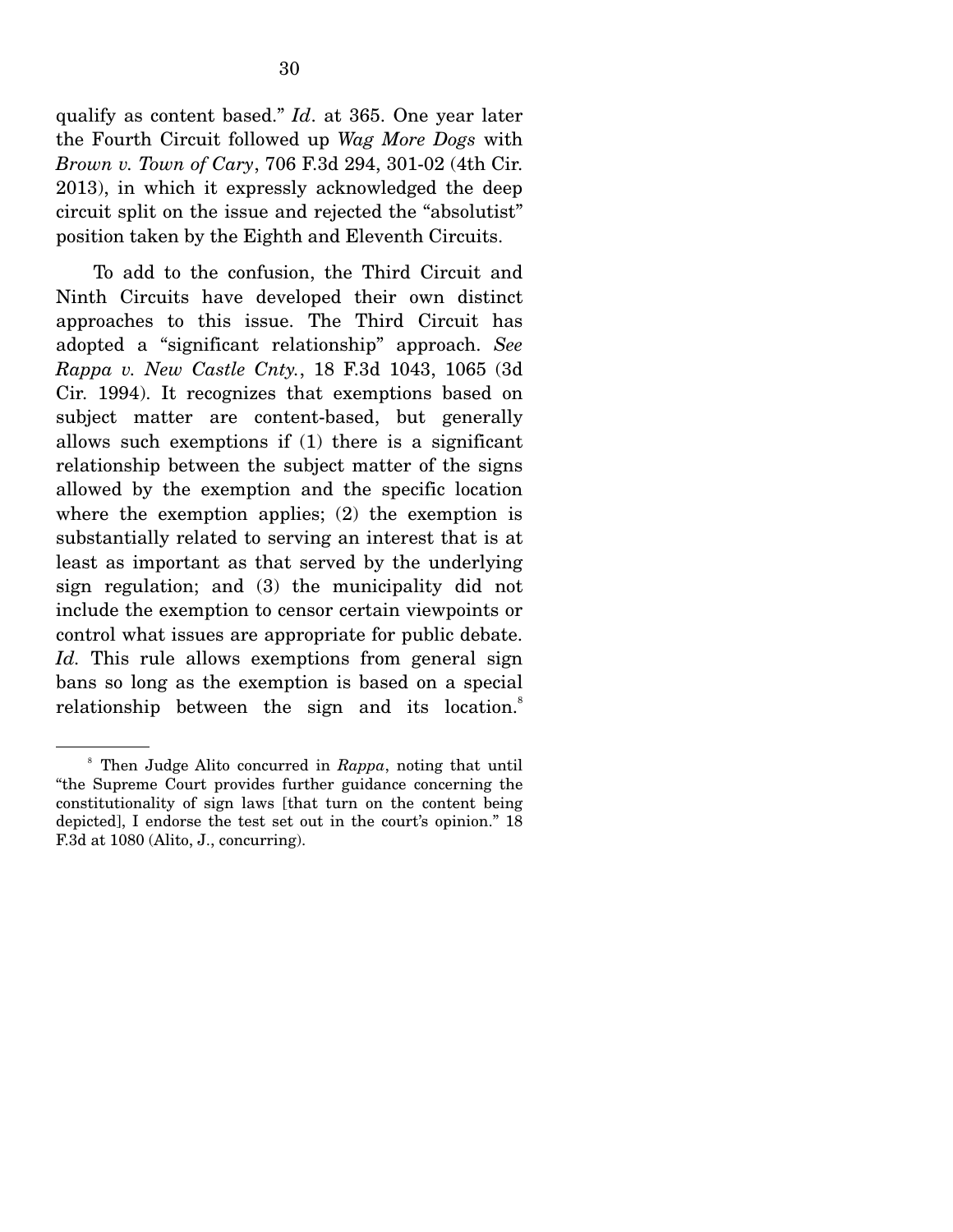qualify as content based." *Id*. at 365. One year later the Fourth Circuit followed up *Wag More Dogs* with *Brown v. Town of Cary*, 706 F.3d 294, 301-02 (4th Cir. 2013), in which it expressly acknowledged the deep circuit split on the issue and rejected the "absolutist" position taken by the Eighth and Eleventh Circuits.

To add to the confusion, the Third Circuit and Ninth Circuits have developed their own distinct approaches to this issue. The Third Circuit has adopted a "significant relationship" approach. *See Rappa v. New Castle Cnty.*, 18 F.3d 1043, 1065 (3d Cir. 1994). It recognizes that exemptions based on subject matter are content-based, but generally allows such exemptions if (1) there is a significant relationship between the subject matter of the signs allowed by the exemption and the specific location where the exemption applies; (2) the exemption is substantially related to serving an interest that is at least as important as that served by the underlying sign regulation; and (3) the municipality did not include the exemption to censor certain viewpoints or control what issues are appropriate for public debate. *Id.* This rule allows exemptions from general sign bans so long as the exemption is based on a special relationship between the sign and its location.[8]

[8] Then Judge Alito concurred in *Rappa*, noting that until "the Supreme Court provides further guidance concerning the constitutionality of sign laws [that turn on the content being depicted], I endorse the test set out in the court's opinion." 18 F.3d at 1080 (Alito, J., concurring).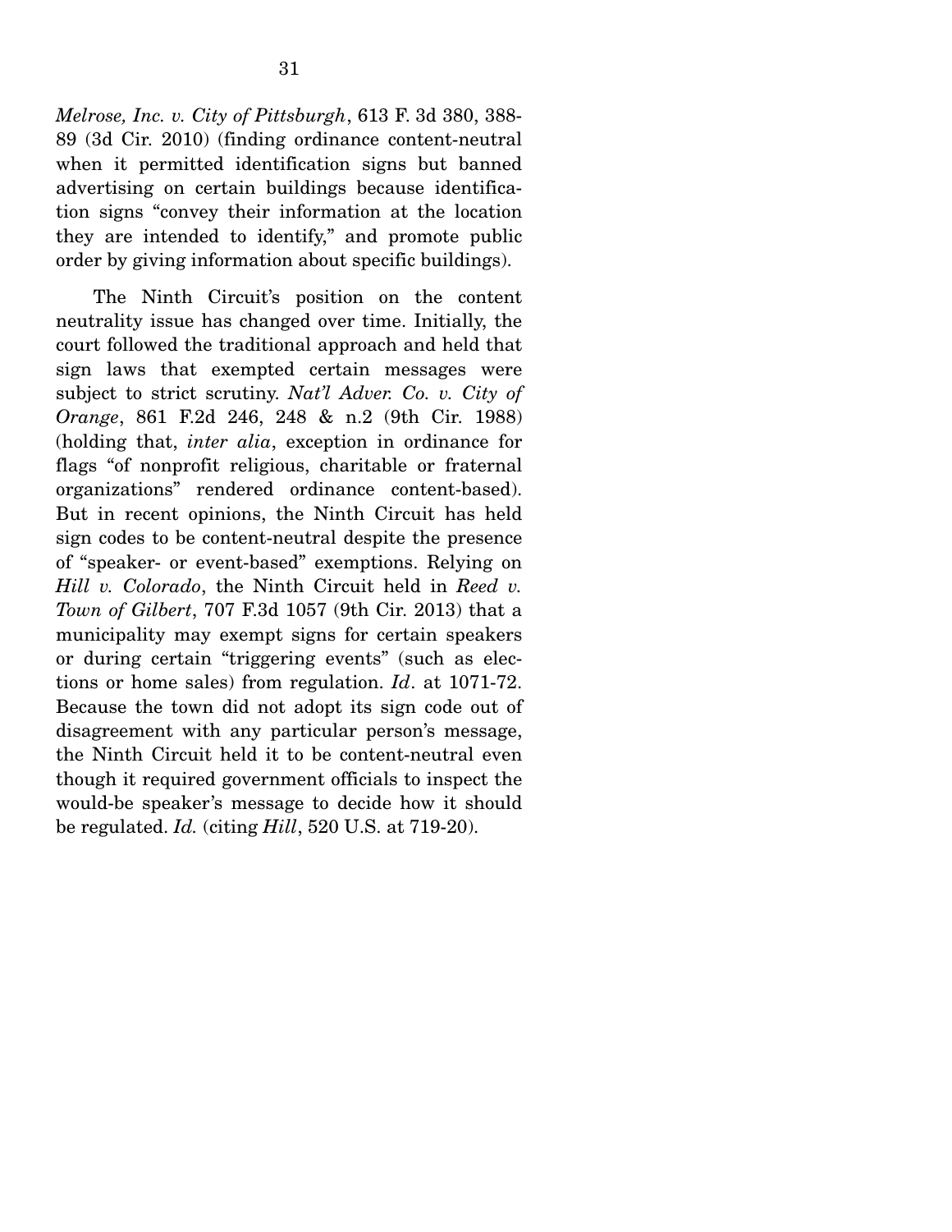*Melrose, Inc. v. City of Pittsburgh*, 613 F. 3d 380, 388-89 (3d Cir. 2010) (finding ordinance content-neutral when it permitted identification signs but banned advertising on certain buildings because identification signs "convey their information at the location they are intended to identify," and promote public order by giving information about specific buildings).

The Ninth Circuit's position on the content neutrality issue has changed over time. Initially, the court followed the traditional approach and held that sign laws that exempted certain messages were subject to strict scrutiny. *Nat'l Adver. Co. v. City of Orange*, 861 F.2d 246, 248 & n.2 (9th Cir. 1988) (holding that, *inter alia*, exception in ordinance for flags "of nonprofit religious, charitable or fraternal organizations" rendered ordinance content-based). But in recent opinions, the Ninth Circuit has held sign codes to be content-neutral despite the presence of "speaker- or event-based" exemptions. Relying on *Hill v. Colorado*, the Ninth Circuit held in *Reed v. Town of Gilbert*, 707 F.3d 1057 (9th Cir. 2013) that a municipality may exempt signs for certain speakers or during certain "triggering events" (such as elections or home sales) from regulation. *Id*. at 1071-72. Because the town did not adopt its sign code out of disagreement with any particular person's message, the Ninth Circuit held it to be content-neutral even though it required government officials to inspect the would-be speaker's message to decide how it should be regulated. *Id.* (citing *Hill*, 520 U.S. at 719-20).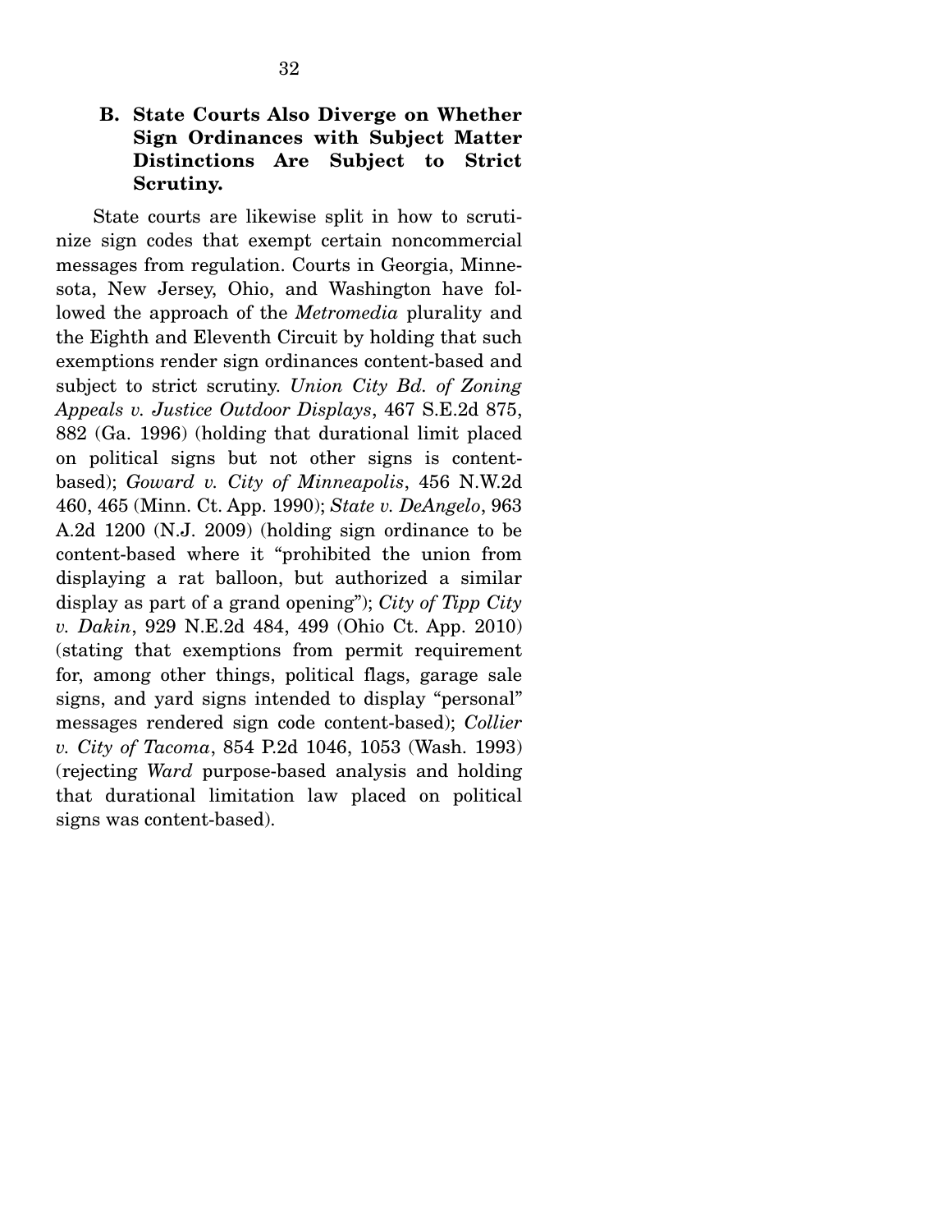### B. State Courts Also Diverge on Whether Sign Ordinances with Subject Matter Distinctions Are Subject to Strict Scrutiny.

State courts are likewise split in how to scrutinize sign codes that exempt certain noncommercial messages from regulation. Courts in Georgia, Minnesota, New Jersey, Ohio, and Washington have followed the approach of the *Metromedia* plurality and the Eighth and Eleventh Circuit by holding that such exemptions render sign ordinances content-based and subject to strict scrutiny. *Union City Bd. of Zoning Appeals v. Justice Outdoor Displays*, 467 S.E.2d 875, 882 (Ga. 1996) (holding that durational limit placed on political signs but not other signs is content-based); *Goward v. City of Minneapolis*, 456 N.W.2d 460, 465 (Minn. Ct. App. 1990); *State v. DeAngelo*, 963 A.2d 1200 (N.J. 2009) (holding sign ordinance to be content-based where it "prohibited the union from displaying a rat balloon, but authorized a similar display as part of a grand opening"); *City of Tipp City v. Dakin*, 929 N.E.2d 484, 499 (Ohio Ct. App. 2010) (stating that exemptions from permit requirement for, among other things, political flags, garage sale signs, and yard signs intended to display "personal" messages rendered sign code content-based); *Collier v. City of Tacoma*, 854 P.2d 1046, 1053 (Wash. 1993) (rejecting *Ward* purpose-based analysis and holding that durational limitation law placed on political signs was content-based).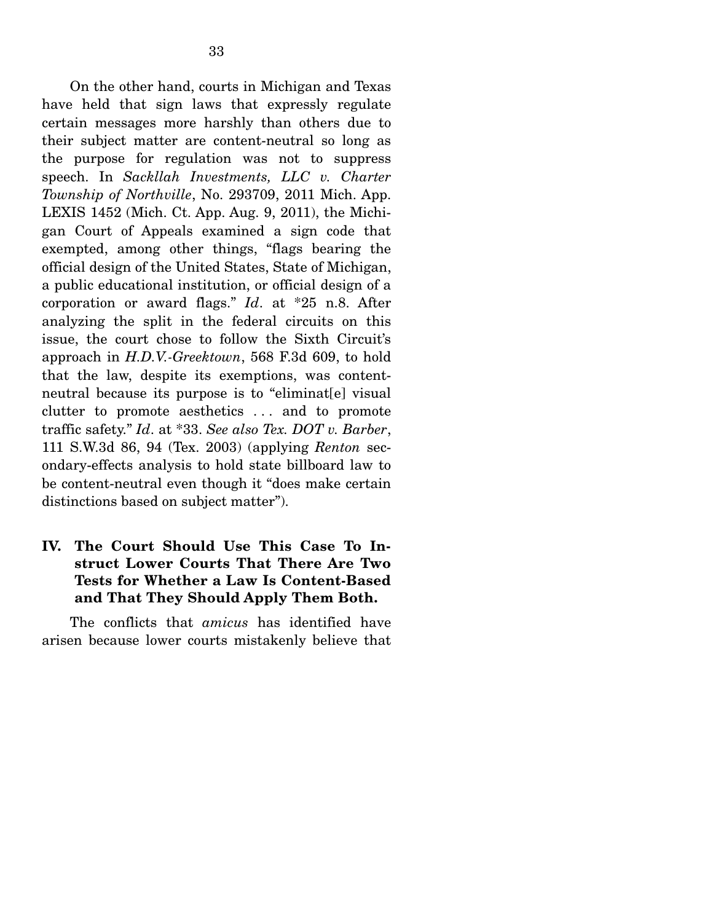On the other hand, courts in Michigan and Texas have held that sign laws that expressly regulate certain messages more harshly than others due to their subject matter are content-neutral so long as the purpose for regulation was not to suppress speech. In *Sackllah Investments, LLC v. Charter Township of Northville*, No. 293709, 2011 Mich. App. LEXIS 1452 (Mich. Ct. App. Aug. 9, 2011), the Michigan Court of Appeals examined a sign code that exempted, among other things, "flags bearing the official design of the United States, State of Michigan, a public educational institution, or official design of a corporation or award flags." *Id*. at *25 n.8. After analyzing the split in the federal circuits on this issue, the court chose to follow the Sixth Circuit's approach in *H.D.V.-Greektown*, 568 F.3d 609, to hold that the law, despite its exemptions, was content-neutral because its purpose is to "eliminat[e] visual clutter to promote aesthetics . . . and to promote traffic safety." *Id*. at *33. *See also Tex. DOT v. Barber*, 111 S.W.3d 86, 94 (Tex. 2003) (applying *Renton* secondary-effects analysis to hold state billboard law to be content-neutral even though it "does make certain distinctions based on subject matter").

## IV. The Court Should Use This Case To Instruct Lower Courts That There Are Two Tests for Whether a Law Is Content-Based and That They Should Apply Them Both.

The conflicts that *amicus* has identified have arisen because lower courts mistakenly believe that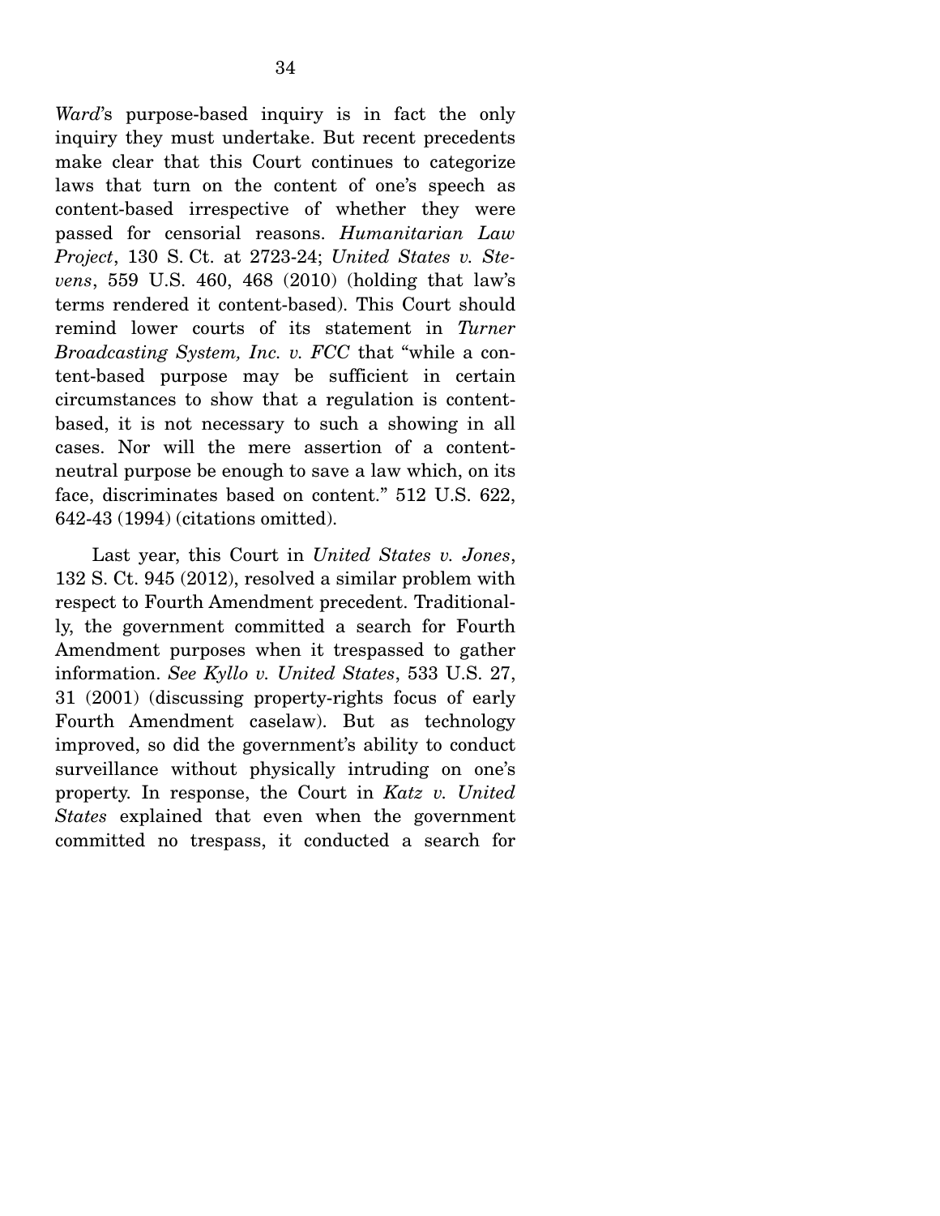*Ward*'s purpose-based inquiry is in fact the only inquiry they must undertake. But recent precedents make clear that this Court continues to categorize laws that turn on the content of one's speech as content-based irrespective of whether they were passed for censorial reasons. *Humanitarian Law Project*, 130 S. Ct. at 2723-24; *United States v. Stevens*, 559 U.S. 460, 468 (2010) (holding that law's terms rendered it content-based). This Court should remind lower courts of its statement in *Turner Broadcasting System, Inc. v. FCC* that "while a content-based purpose may be sufficient in certain circumstances to show that a regulation is content-based, it is not necessary to such a showing in all cases. Nor will the mere assertion of a content-neutral purpose be enough to save a law which, on its face, discriminates based on content." 512 U.S. 622, 642-43 (1994) (citations omitted).

Last year, this Court in *United States v. Jones*, 132 S. Ct. 945 (2012), resolved a similar problem with respect to Fourth Amendment precedent. Traditionally, the government committed a search for Fourth Amendment purposes when it trespassed to gather information. *See Kyllo v. United States*, 533 U.S. 27, 31 (2001) (discussing property-rights focus of early Fourth Amendment caselaw). But as technology improved, so did the government's ability to conduct surveillance without physically intruding on one's property. In response, the Court in *Katz v. United States* explained that even when the government committed no trespass, it conducted a search for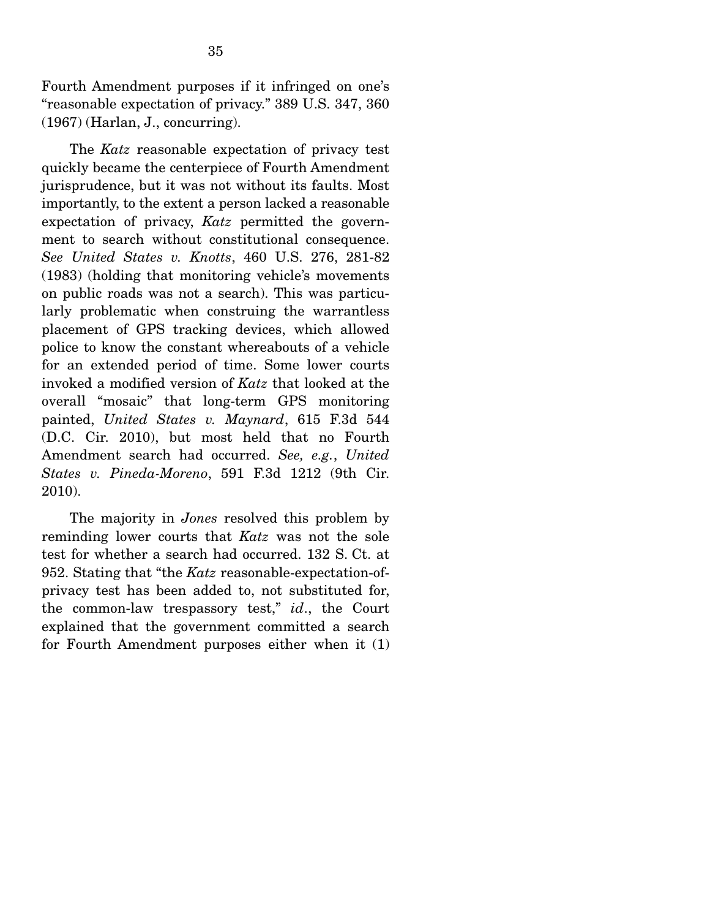Fourth Amendment purposes if it infringed on one's "reasonable expectation of privacy." 389 U.S. 347, 360 (1967) (Harlan, J., concurring).

The *Katz* reasonable expectation of privacy test quickly became the centerpiece of Fourth Amendment jurisprudence, but it was not without its faults. Most importantly, to the extent a person lacked a reasonable expectation of privacy, *Katz* permitted the government to search without constitutional consequence. *See United States v. Knotts*, 460 U.S. 276, 281-82 (1983) (holding that monitoring vehicle's movements on public roads was not a search). This was particularly problematic when construing the warrantless placement of GPS tracking devices, which allowed police to know the constant whereabouts of a vehicle for an extended period of time. Some lower courts invoked a modified version of *Katz* that looked at the overall "mosaic" that long-term GPS monitoring painted, *United States v. Maynard*, 615 F.3d 544 (D.C. Cir. 2010), but most held that no Fourth Amendment search had occurred. *See, e.g.*, *United States v. Pineda-Moreno*, 591 F.3d 1212 (9th Cir. 2010).

The majority in *Jones* resolved this problem by reminding lower courts that *Katz* was not the sole test for whether a search had occurred. 132 S. Ct. at 952. Stating that "the *Katz* reasonable-expectation-of-privacy test has been added to, not substituted for, the common-law trespassory test," *id*., the Court explained that the government committed a search for Fourth Amendment purposes either when it (1)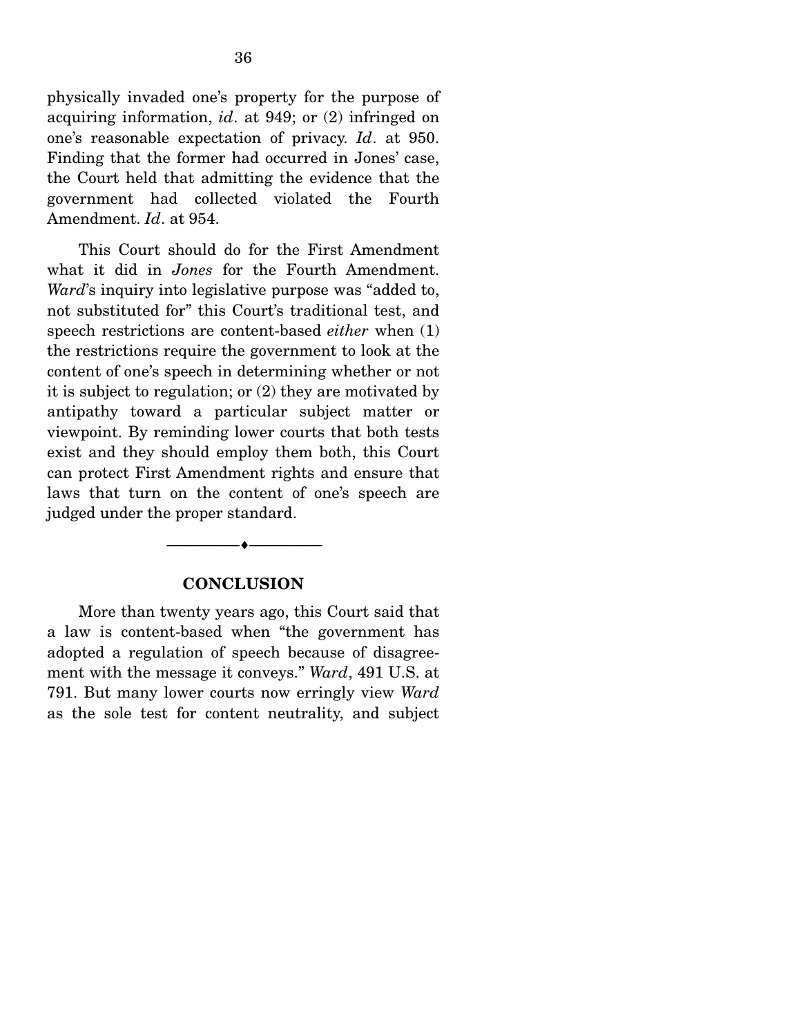physically invaded one's property for the purpose of acquiring information, *id*. at 949; or (2) infringed on one's reasonable expectation of privacy. *Id*. at 950. Finding that the former had occurred in Jones' case, the Court held that admitting the evidence that the government had collected violated the Fourth Amendment. *Id*. at 954.

This Court should do for the First Amendment what it did in *Jones* for the Fourth Amendment. *Ward*'s inquiry into legislative purpose was "added to, not substituted for" this Court's traditional test, and speech restrictions are content-based *either* when (1) the restrictions require the government to look at the content of one's speech in determining whether or not it is subject to regulation; or (2) they are motivated by antipathy toward a particular subject matter or viewpoint. By reminding lower courts that both tests exist and they should employ them both, this Court can protect First Amendment rights and ensure that laws that turn on the content of one's speech are judged under the proper standard.

---

## CONCLUSION

More than twenty years ago, this Court said that a law is content-based when "the government has adopted a regulation of speech because of disagreement with the message it conveys." *Ward*, 491 U.S. at 791. But many lower courts now erringly view *Ward* as the sole test for content neutrality, and subject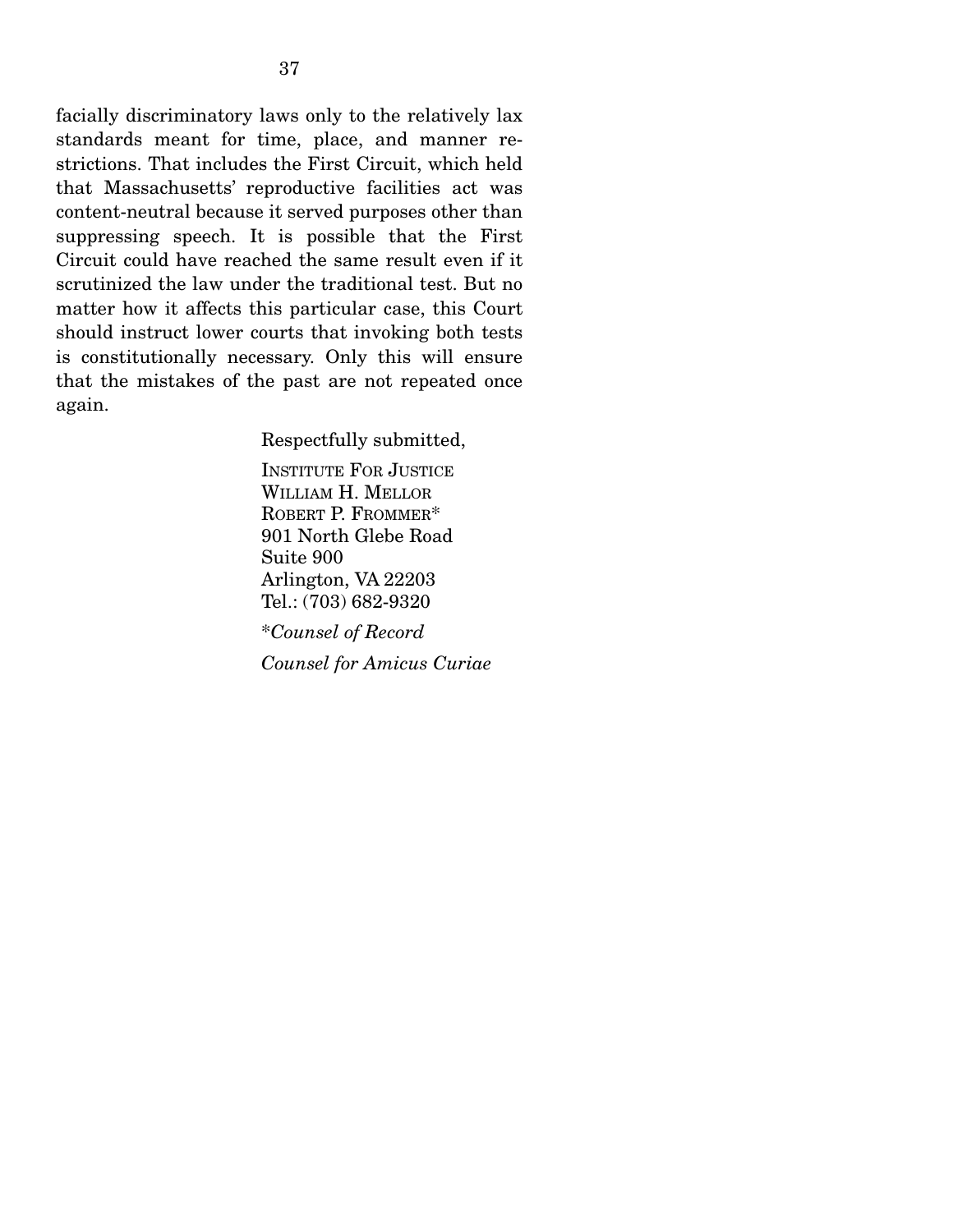facially discriminatory laws only to the relatively lax standards meant for time, place, and manner restrictions. That includes the First Circuit, which held that Massachusetts' reproductive facilities act was content-neutral because it served purposes other than suppressing speech. It is possible that the First Circuit could have reached the same result even if it scrutinized the law under the traditional test. But no matter how it affects this particular case, this Court should instruct lower courts that invoking both tests is constitutionally necessary. Only this will ensure that the mistakes of the past are not repeated once again.

Respectfully submitted,

INSTITUTE FOR JUSTICE
WILLIAM H. MELLOR
ROBERT P. FROMMER*
901 North Glebe Road
Suite 900
Arlington, VA 22203
Tel.: (703) 682-9320

**Counsel of Record*

*Counsel for Amicus Curiae*